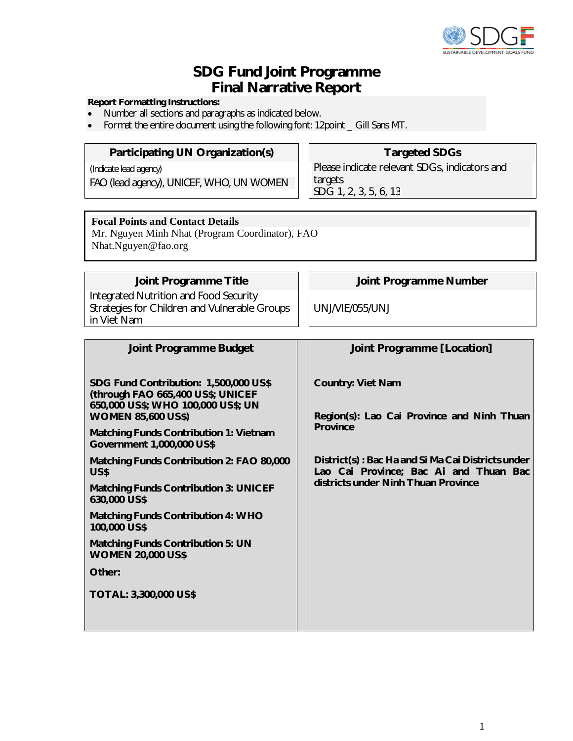# SDG Fund Joint Programme
# Final Narrative Report

**Report Formatting Instructions:**

- Number all sections and paragraphs as indicated below.
- Format the entire document using the following font: 12point _ Gill Sans MT.

| Participating UN Organization(s) | Targeted SDGs |
|---|---|
| (Indicate lead agency)<br>FAO (lead agency), UNICEF, WHO, UN WOMEN | Please indicate relevant SDGs, indicators and targets<br>SDG 1, 2, 3, 5, 6, 13 |

**Focal Points and Contact Details**
Mr. Nguyen Minh Nhat (Program Coordinator), FAO
Nhat.Nguyen@fao.org

| Joint Programme Title | Joint Programme Number |
|---|---|
| Integrated Nutrition and Food Security Strategies for Children and Vulnerable Groups in Viet Nam | UNJ/VIE/055/UNJ |

| Joint Programme Budget | Joint Programme [Location] |
|---|---|
| **SDG Fund Contribution: 1,500,000 US$ (through FAO 665,400 US$; UNICEF 650,000 US$; WHO 100,000 US$; UN WOMEN 85,600 US$)**<br>**Matching Funds Contribution 1: Vietnam Government 1,000,000 US$**<br>**Matching Funds Contribution 2: FAO 80,000 US$**<br>**Matching Funds Contribution 3: UNICEF 630,000 US$**<br>**Matching Funds Contribution 4: WHO 100,000 US$**<br>**Matching Funds Contribution 5: UN WOMEN 20,000 US$**<br>**Other:**<br>**TOTAL: 3,300,000 US$** | **Country: Viet Nam**<br>**Region(s): Lao Cai Province and Ninh Thuan Province**<br>**District(s) : Bac Ha and Si Ma Cai Districts under Lao Cai Province; Bac Ai and Thuan Bac districts under Ninh Thuan Province** |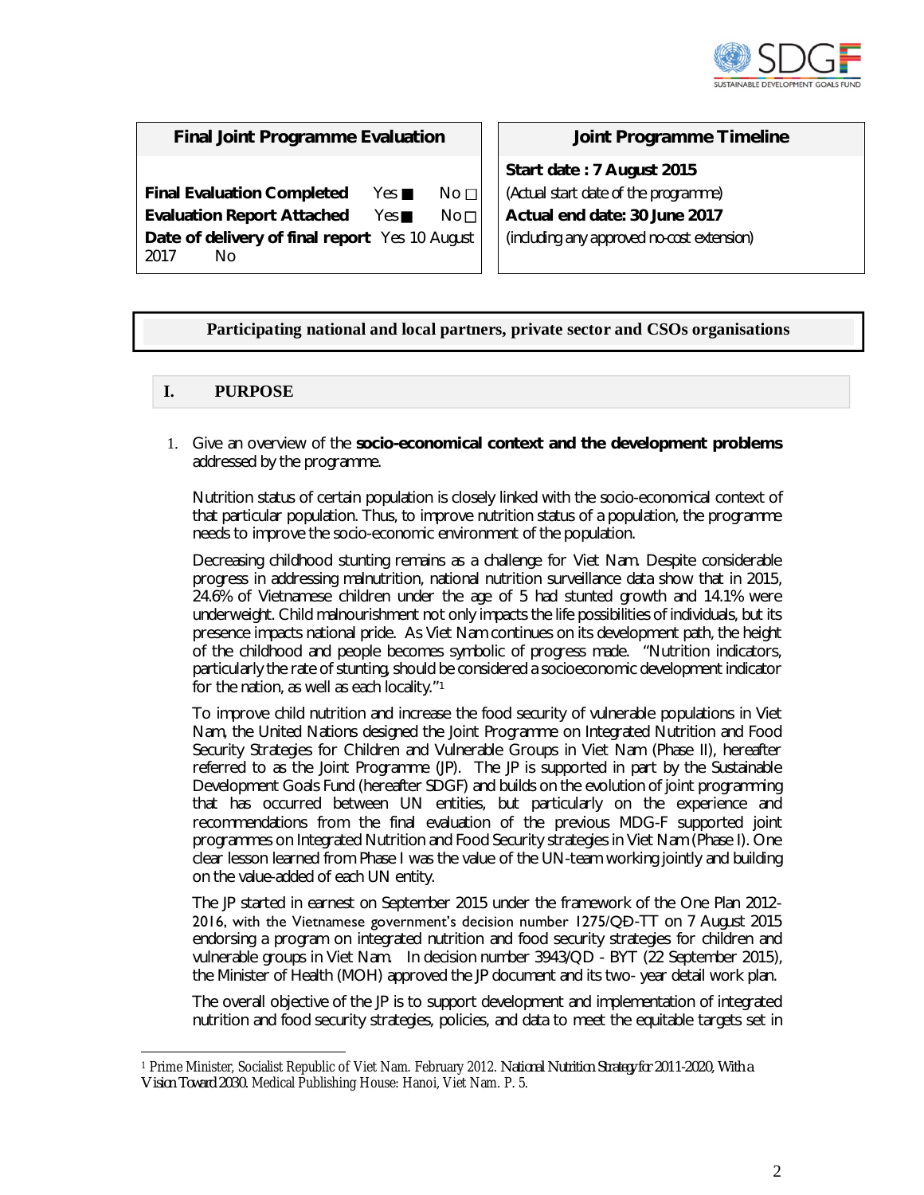| Final Joint Programme Evaluation | Joint Programme Timeline |
|---|---|
| **Final Evaluation Completed** Yes ■ No □ | **Start date : 7 August 2015** |
| **Evaluation Report Attached** Yes ■ No □ | (Actual start date of the programme) |
| **Date of delivery of final report** Yes 10 August 2017 No | **Actual end date: 30 June 2017** |
| | (including any approved no-cost extension) |

**Participating national and local partners, private sector and CSOs organisations**

## I. PURPOSE

1. Give an overview of the **socio-economical context and the development problems** addressed by the programme.

   Nutrition status of certain population is closely linked with the socio-economical context of that particular population. Thus, to improve nutrition status of a population, the programme needs to improve the socio-economic environment of the population.

   Decreasing childhood stunting remains as a challenge for Viet Nam. Despite considerable progress in addressing malnutrition, national nutrition surveillance data show that in 2015, 24.6% of Vietnamese children under the age of 5 had stunted growth and 14.1% were underweight. Child malnourishment not only impacts the life possibilities of individuals, but its presence impacts national pride. As Viet Nam continues on its development path, the height of the childhood and people becomes symbolic of progress made. "Nutrition indicators, particularly the rate of stunting, should be considered a socioeconomic development indicator for the nation, as well as each locality."[1]

   To improve child nutrition and increase the food security of vulnerable populations in Viet Nam, the United Nations designed the Joint Programme on Integrated Nutrition and Food Security Strategies for Children and Vulnerable Groups in Viet Nam (Phase II), hereafter referred to as the Joint Programme (JP). The JP is supported in part by the Sustainable Development Goals Fund (hereafter SDGF) and builds on the evolution of joint programming that has occurred between UN entities, but particularly on the experience and recommendations from the final evaluation of the previous MDG-F supported joint programmes on Integrated Nutrition and Food Security strategies in Viet Nam (Phase I). One clear lesson learned from Phase I was the value of the UN-team working jointly and building on the value-added of each UN entity.

   The JP started in earnest on September 2015 under the framework of the One Plan 2012-2016, with the Vietnamese government's decision number 1275/QĐ-TT on 7 August 2015 endorsing a program on integrated nutrition and food security strategies for children and vulnerable groups in Viet Nam. In decision number 3943/QD - BYT (22 September 2015), the Minister of Health (MOH) approved the JP document and its two- year detail work plan.

   The overall objective of the JP is to support development and implementation of integrated nutrition and food security strategies, policies, and data to meet the equitable targets set in

[1] Prime Minister, Socialist Republic of Viet Nam. February 2012. *National Nutrition Strategy for 2011-2020, With a Vision Toward 2030*. Medical Publishing House: Hanoi, Viet Nam. P. 5.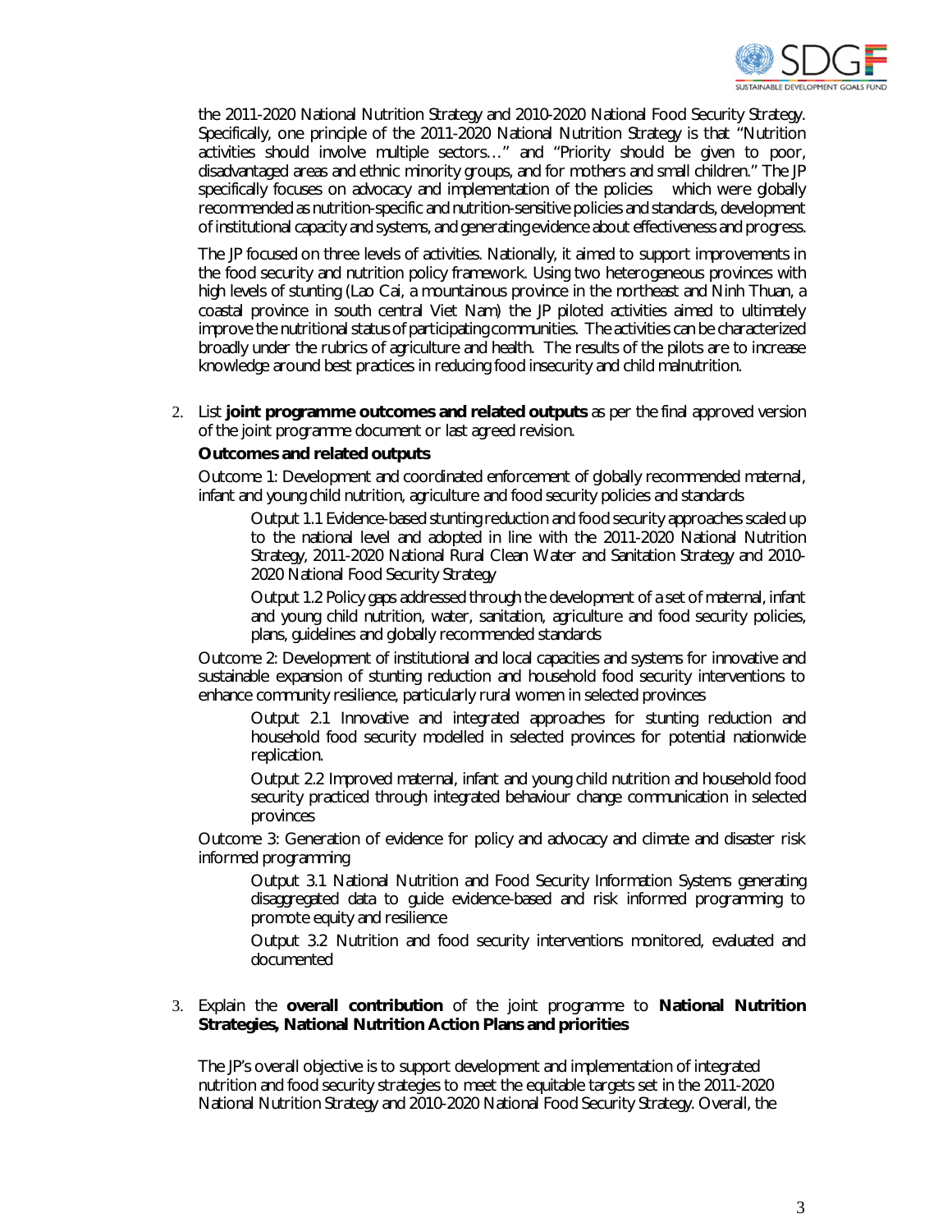the 2011-2020 National Nutrition Strategy and 2010-2020 National Food Security Strategy. Specifically, one principle of the 2011-2020 National Nutrition Strategy is that "Nutrition activities should involve multiple sectors…" and "Priority should be given to poor, disadvantaged areas and ethnic minority groups, and for mothers and small children." The JP specifically focuses on advocacy and implementation of the policies which were globally recommended as nutrition-specific and nutrition-sensitive policies and standards, development of institutional capacity and systems, and generating evidence about effectiveness and progress.

The JP focused on three levels of activities. Nationally, it aimed to support improvements in the food security and nutrition policy framework. Using two heterogeneous provinces with high levels of stunting (Lao Cai, a mountainous province in the northeast and Ninh Thuan, a coastal province in south central Viet Nam) the JP piloted activities aimed to ultimately improve the nutritional status of participating communities. The activities can be characterized broadly under the rubrics of agriculture and health. The results of the pilots are to increase knowledge around best practices in reducing food insecurity and child malnutrition.

2. List **joint programme outcomes and related outputs** as per the final approved version of the joint programme document or last agreed revision.

**Outcomes and related outputs**

Outcome 1: Development and coordinated enforcement of globally recommended maternal, infant and young child nutrition, agriculture and food security policies and standards

> Output 1.1 Evidence-based stunting reduction and food security approaches scaled up to the national level and adopted in line with the 2011-2020 National Nutrition Strategy, 2011-2020 National Rural Clean Water and Sanitation Strategy and 2010-2020 National Food Security Strategy
>
> Output 1.2 Policy gaps addressed through the development of a set of maternal, infant and young child nutrition, water, sanitation, agriculture and food security policies, plans, guidelines and globally recommended standards

Outcome 2: Development of institutional and local capacities and systems for innovative and sustainable expansion of stunting reduction and household food security interventions to enhance community resilience, particularly rural women in selected provinces

> Output 2.1 Innovative and integrated approaches for stunting reduction and household food security modelled in selected provinces for potential nationwide replication.
>
> Output 2.2 Improved maternal, infant and young child nutrition and household food security practiced through integrated behaviour change communication in selected provinces

Outcome 3: Generation of evidence for policy and advocacy and climate and disaster risk informed programming

> Output 3.1 National Nutrition and Food Security Information Systems generating disaggregated data to guide evidence-based and risk informed programming to promote equity and resilience
>
> Output 3.2 Nutrition and food security interventions monitored, evaluated and documented

3. Explain the **overall contribution** of the joint programme to **National Nutrition Strategies, National Nutrition Action Plans and priorities**

The JP's overall objective is to support development and implementation of integrated nutrition and food security strategies to meet the equitable targets set in the 2011-2020 National Nutrition Strategy and 2010-2020 National Food Security Strategy. Overall, the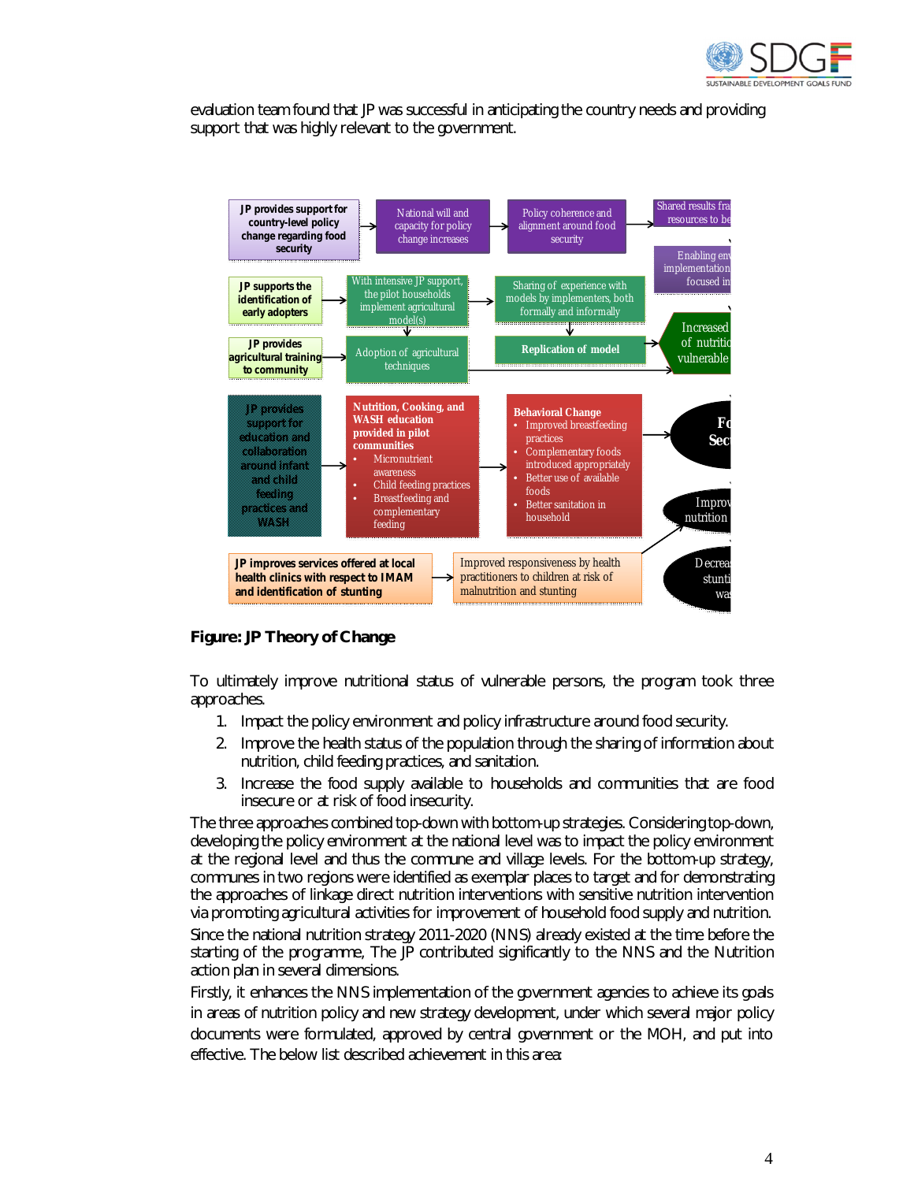evaluation team found that JP was successful in anticipating the country needs and providing support that was highly relevant to the government.

**Figure: JP Theory of Change**

To ultimately improve nutritional status of vulnerable persons, the program took three approaches.

1. Impact the policy environment and policy infrastructure around food security.
2. Improve the health status of the population through the sharing of information about nutrition, child feeding practices, and sanitation.
3. Increase the food supply available to households and communities that are food insecure or at risk of food insecurity.

The three approaches combined top-down with bottom-up strategies. Considering top-down, developing the policy environment at the national level was to impact the policy environment at the regional level and thus the commune and village levels. For the bottom-up strategy, communes in two regions were identified as exemplar places to target and for demonstrating the approaches of linkage direct nutrition interventions with sensitive nutrition intervention via promoting agricultural activities for improvement of household food supply and nutrition.

Since the national nutrition strategy 2011-2020 (NNS) already existed at the time before the starting of the programme, The JP contributed significantly to the NNS and the Nutrition action plan in several dimensions.

Firstly, it enhances the NNS implementation of the government agencies to achieve its goals in areas of nutrition policy and new strategy development, under which several major policy documents were formulated, approved by central government or the MOH, and put into effective. The below list described achievement in this area: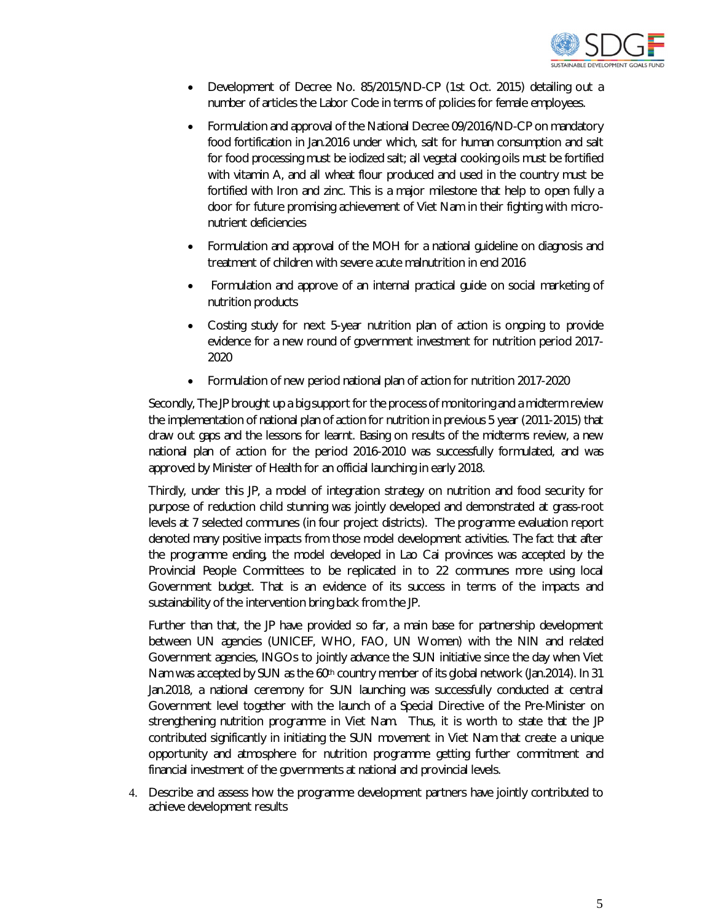- Development of Decree No. 85/2015/ND-CP (1st Oct. 2015) detailing out a number of articles the Labor Code in terms of policies for female employees.
- Formulation and approval of the National Decree 09/2016/ND-CP on mandatory food fortification in Jan.2016 under which, salt for human consumption and salt for food processing must be iodized salt; all vegetal cooking oils must be fortified with vitamin A, and all wheat flour produced and used in the country must be fortified with Iron and zinc. This is a major milestone that help to open fully a door for future promising achievement of Viet Nam in their fighting with micro-nutrient deficiencies
- Formulation and approval of the MOH for a national guideline on diagnosis and treatment of children with severe acute malnutrition in end 2016
- Formulation and approve of an internal practical guide on social marketing of nutrition products
- Costing study for next 5-year nutrition plan of action is ongoing to provide evidence for a new round of government investment for nutrition period 2017-2020
- Formulation of new period national plan of action for nutrition 2017-2020

Secondly, The JP brought up a big support for the process of monitoring and a midterm review the implementation of national plan of action for nutrition in previous 5 year (2011-2015) that draw out gaps and the lessons for learnt. Basing on results of the midterms review, a new national plan of action for the period 2016-2010 was successfully formulated, and was approved by Minister of Health for an official launching in early 2018.

Thirdly, under this JP, a model of integration strategy on nutrition and food security for purpose of reduction child stunning was jointly developed and demonstrated at grass-root levels at 7 selected communes (in four project districts). The programme evaluation report denoted many positive impacts from those model development activities. The fact that after the programme ending, the model developed in Lao Cai provinces was accepted by the Provincial People Committees to be replicated in to 22 communes more using local Government budget. That is an evidence of its success in terms of the impacts and sustainability of the intervention bring back from the JP.

Further than that, the JP have provided so far, a main base for partnership development between UN agencies (UNICEF, WHO, FAO, UN Women) with the NIN and related Government agencies, INGOs to jointly advance the SUN initiative since the day when Viet Nam was accepted by SUN as the 60th country member of its global network (Jan.2014). In 31 Jan.2018, a national ceremony for SUN launching was successfully conducted at central Government level together with the launch of a Special Directive of the Pre-Minister on strengthening nutrition programme in Viet Nam. Thus, it is worth to state that the JP contributed significantly in initiating the SUN movement in Viet Nam that create a unique opportunity and atmosphere for nutrition programme getting further commitment and financial investment of the governments at national and provincial levels.

4. Describe and assess how the programme development partners have jointly contributed to achieve development results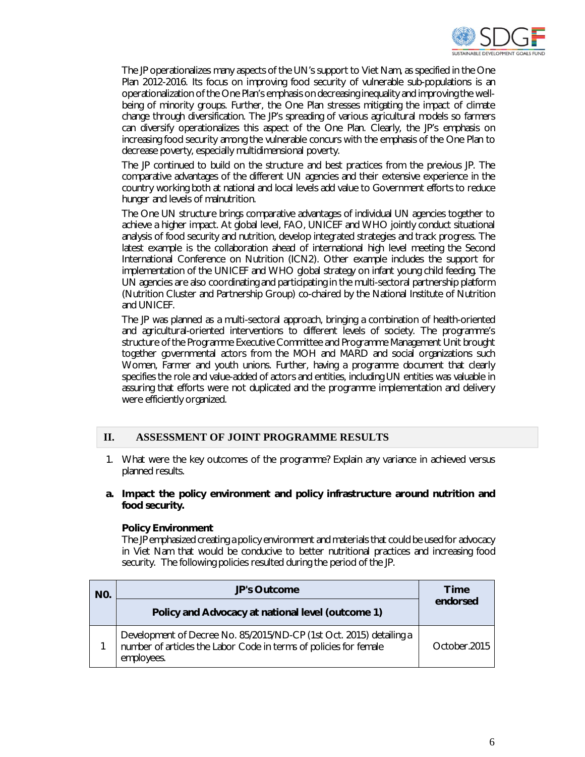The JP operationalizes many aspects of the UN's support to Viet Nam, as specified in the One Plan 2012-2016. Its focus on improving food security of vulnerable sub-populations is an operationalization of the One Plan's emphasis on decreasing inequality and improving the well-being of minority groups. Further, the One Plan stresses mitigating the impact of climate change through diversification. The JP's spreading of various agricultural models so farmers can diversify operationalizes this aspect of the One Plan. Clearly, the JP's emphasis on increasing food security among the vulnerable concurs with the emphasis of the One Plan to decrease poverty, especially multidimensional poverty.

The JP continued to build on the structure and best practices from the previous JP. The comparative advantages of the different UN agencies and their extensive experience in the country working both at national and local levels add value to Government efforts to reduce hunger and levels of malnutrition.

The One UN structure brings comparative advantages of individual UN agencies together to achieve a higher impact. At global level, FAO, UNICEF and WHO jointly conduct situational analysis of food security and nutrition, develop integrated strategies and track progress. The latest example is the collaboration ahead of international high level meeting the Second International Conference on Nutrition (ICN2). Other example includes the support for implementation of the UNICEF and WHO global strategy on infant young child feeding. The UN agencies are also coordinating and participating in the multi-sectoral partnership platform (Nutrition Cluster and Partnership Group) co-chaired by the National Institute of Nutrition and UNICEF.

The JP was planned as a multi-sectoral approach, bringing a combination of health-oriented and agricultural-oriented interventions to different levels of society. The programme's structure of the Programme Executive Committee and Programme Management Unit brought together governmental actors from the MOH and MARD and social organizations such Women, Farmer and youth unions. Further, having a programme document that clearly specifies the role and value-added of actors and entities, including UN entities was valuable in assuring that efforts were not duplicated and the programme implementation and delivery were efficiently organized.

## II. ASSESSMENT OF JOINT PROGRAMME RESULTS

1. What were the key outcomes of the programme? Explain any variance in achieved versus planned results.

**a. Impact the policy environment and policy infrastructure around nutrition and food security.**

**Policy Environment**

The JP emphasized creating a policy environment and materials that could be used for advocacy in Viet Nam that would be conducive to better nutritional practices and increasing food security. The following policies resulted during the period of the JP.

| NO. | JP's Outcome | Time endorsed |
|---|---|---|
| | **Policy and Advocacy at national level (outcome 1)** | |
| 1 | Development of Decree No. 85/2015/ND-CP (1st Oct. 2015) detailing a number of articles the Labor Code in terms of policies for female employees. | October.2015 |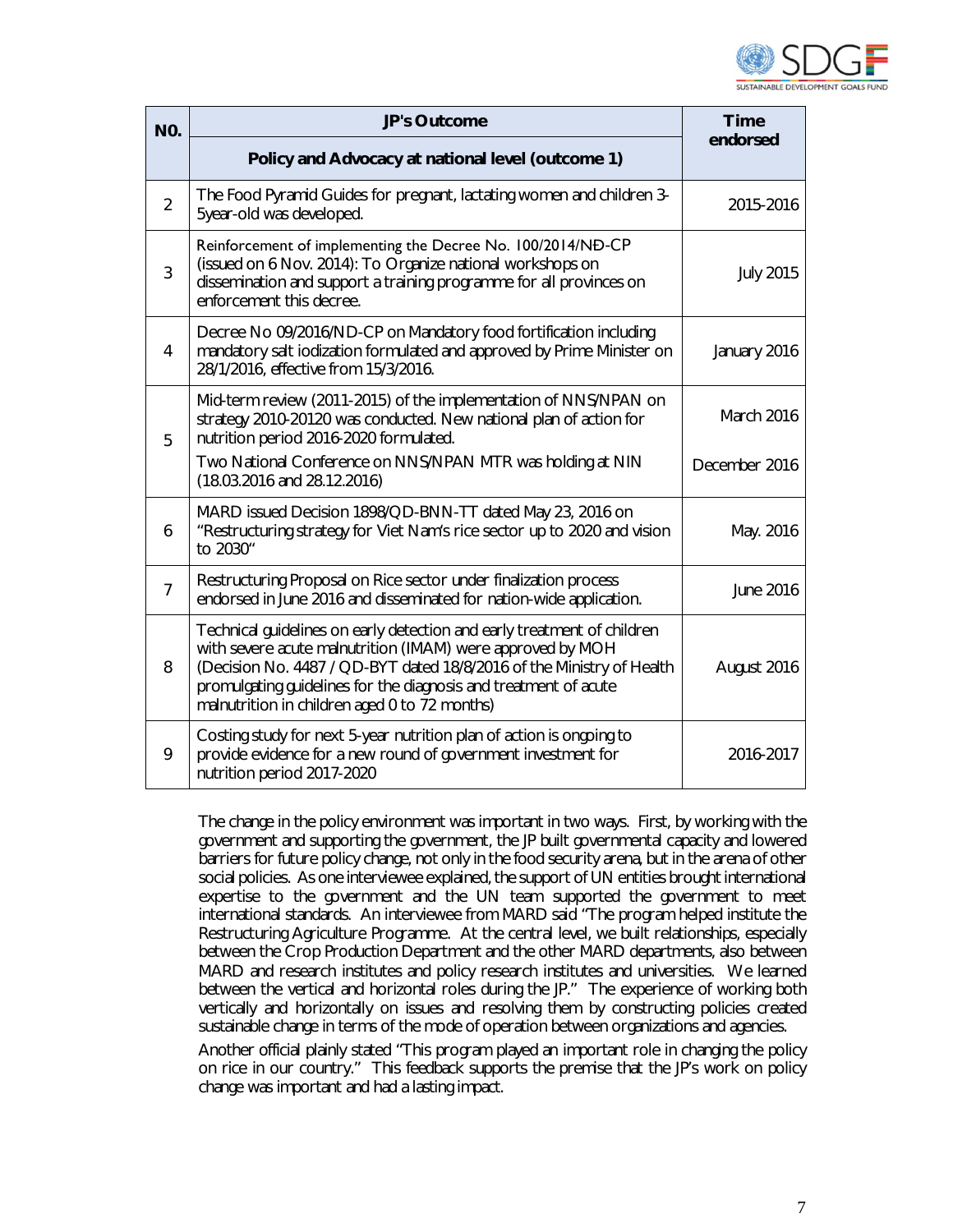| NO. | JP's Outcome | Time endorsed |
|---|---|---|
| | **Policy and Advocacy at national level (outcome 1)** | |
| 2 | The Food Pyramid Guides for pregnant, lactating women and children 3-5year-old was developed. | 2015-2016 |
| 3 | Reinforcement of implementing the Decree No. 100/2014/NĐ-CP (issued on 6 Nov. 2014): To Organize national workshops on dissemination and support a training programme for all provinces on enforcement this decree. | July 2015 |
| 4 | Decree No 09/2016/ND-CP on Mandatory food fortification including mandatory salt iodization formulated and approved by Prime Minister on 28/1/2016, effective from 15/3/2016. | January 2016 |
| 5 | Mid-term review (2011-2015) of the implementation of NNS/NPAN on strategy 2010-20120 was conducted. New national plan of action for nutrition period 2016-2020 formulated. | March 2016 |
| | Two National Conference on NNS/NPAN MTR was holding at NIN (18.03.2016 and 28.12.2016) | December 2016 |
| 6 | MARD issued Decision 1898/QD-BNN-TT dated May 23, 2016 on "Restructuring strategy for Viet Nam's rice sector up to 2020 and vision to 2030" | May. 2016 |
| 7 | Restructuring Proposal on Rice sector under finalization process endorsed in June 2016 and disseminated for nation-wide application. | June 2016 |
| 8 | Technical guidelines on early detection and early treatment of children with severe acute malnutrition (IMAM) were approved by MOH (Decision No. 4487 / QD-BYT dated 18/8/2016 of the Ministry of Health promulgating guidelines for the diagnosis and treatment of acute malnutrition in children aged 0 to 72 months) | August 2016 |
| 9 | Costing study for next 5-year nutrition plan of action is ongoing to provide evidence for a new round of government investment for nutrition period 2017-2020 | 2016-2017 |

The change in the policy environment was important in two ways. First, by working with the government and supporting the government, the JP built governmental capacity and lowered barriers for future policy change, not only in the food security arena, but in the arena of other social policies. As one interviewee explained, the support of UN entities brought international expertise to the government and the UN team supported the government to meet international standards. An interviewee from MARD said "The program helped institute the Restructuring Agriculture Programme. At the central level, we built relationships, especially between the Crop Production Department and the other MARD departments, also between MARD and research institutes and policy research institutes and universities. We learned between the vertical and horizontal roles during the JP." The experience of working both vertically and horizontally on issues and resolving them by constructing policies created sustainable change in terms of the mode of operation between organizations and agencies.

Another official plainly stated "This program played an important role in changing the policy on rice in our country." This feedback supports the premise that the JP's work on policy change was important and had a lasting impact.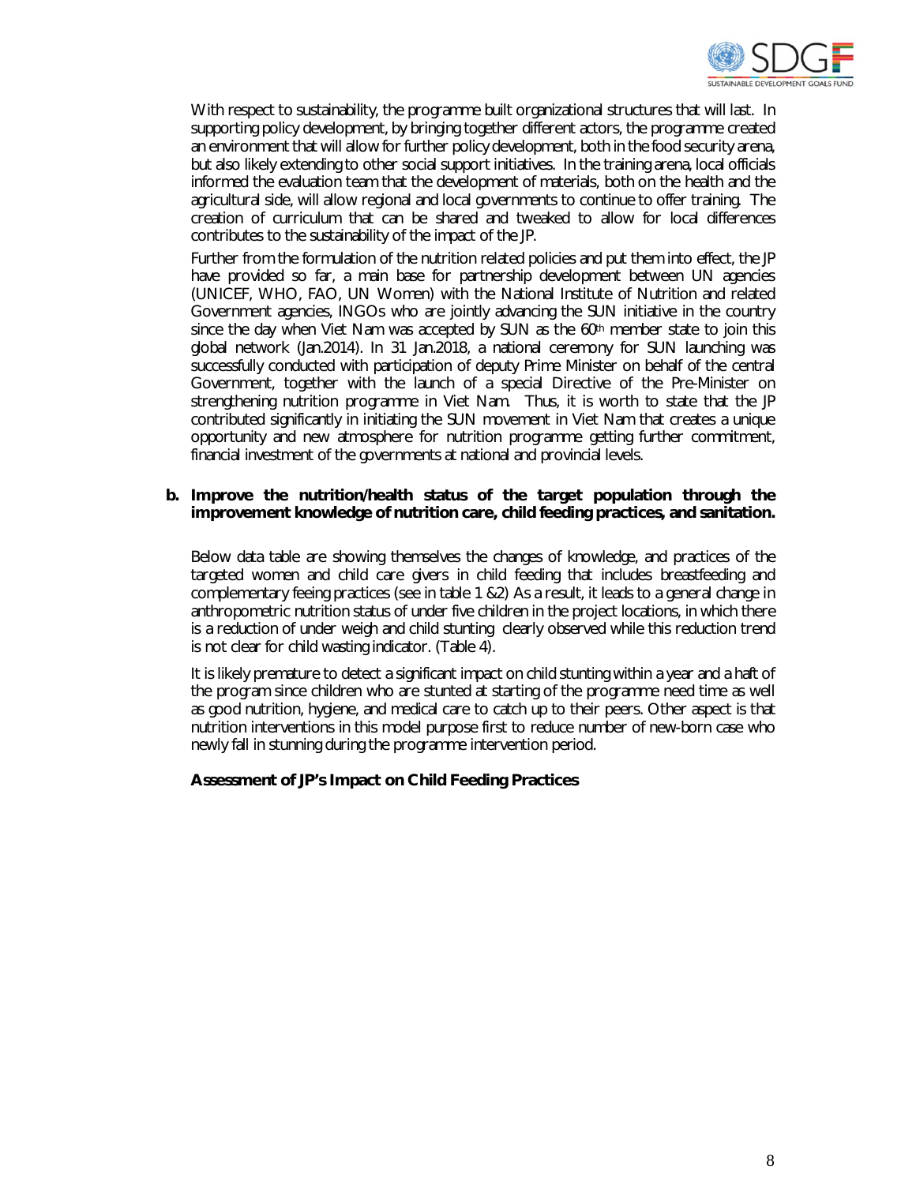With respect to sustainability, the programme built organizational structures that will last. In supporting policy development, by bringing together different actors, the programme created an environment that will allow for further policy development, both in the food security arena, but also likely extending to other social support initiatives. In the training arena, local officials informed the evaluation team that the development of materials, both on the health and the agricultural side, will allow regional and local governments to continue to offer training. The creation of curriculum that can be shared and tweaked to allow for local differences contributes to the sustainability of the impact of the JP.

Further from the formulation of the nutrition related policies and put them into effect, the JP have provided so far, a main base for partnership development between UN agencies (UNICEF, WHO, FAO, UN Women) with the National Institute of Nutrition and related Government agencies, INGOs who are jointly advancing the SUN initiative in the country since the day when Viet Nam was accepted by SUN as the 60th member state to join this global network (Jan.2014). In 31 Jan.2018, a national ceremony for SUN launching was successfully conducted with participation of deputy Prime Minister on behalf of the central Government, together with the launch of a special Directive of the Pre-Minister on strengthening nutrition programme in Viet Nam. Thus, it is worth to state that the JP contributed significantly in initiating the SUN movement in Viet Nam that creates a unique opportunity and new atmosphere for nutrition programme getting further commitment, financial investment of the governments at national and provincial levels.

**b. Improve the nutrition/health status of the target population through the improvement knowledge of nutrition care, child feeding practices, and sanitation.**

Below data table are showing themselves the changes of knowledge, and practices of the targeted women and child care givers in child feeding that includes breastfeeding and complementary feeing practices (see in table 1 &2) As a result, it leads to a general change in anthropometric nutrition status of under five children in the project locations, in which there is a reduction of under weigh and child stunting clearly observed while this reduction trend is not clear for child wasting indicator. (Table 4).

It is likely premature to detect a significant impact on child stunting within a year and a haft of the program since children who are stunted at starting of the programme need time as well as good nutrition, hygiene, and medical care to catch up to their peers. Other aspect is that nutrition interventions in this model purpose first to reduce number of new-born case who newly fall in stunning during the programme intervention period.

**Assessment of JP's Impact on Child Feeding Practices**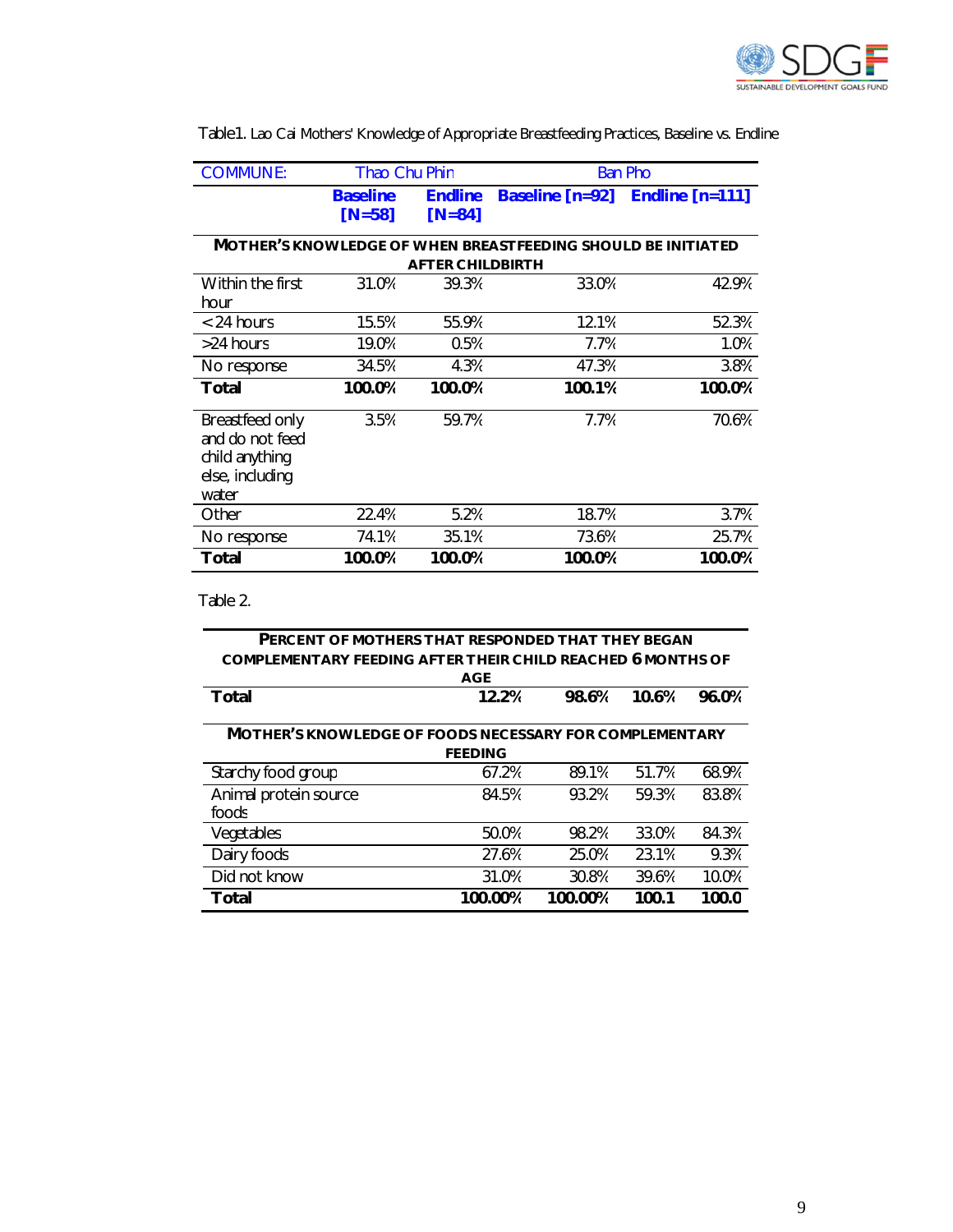Table1. Lao Cai Mothers' Knowledge of Appropriate Breastfeeding Practices, Baseline vs. Endline

| COMMUNE: | Thao Chu Phin | | Ban Pho | |
|---|---|---|---|---|
| | Baseline [N=58] | Endline [N=84] | Baseline [n=92] | Endline [n=111] |
| **MOTHER'S KNOWLEDGE OF WHEN BREASTFEEDING SHOULD BE INITIATED AFTER CHILDBIRTH** | | | | |
| Within the first hour | 31.0% | 39.3% | 33.0% | 42.9% |
| < 24 hours | 15.5% | 55.9% | 12.1% | 52.3% |
| >24 hours | 19.0% | 0.5% | 7.7% | 1.0% |
| No response | 34.5% | 4.3% | 47.3% | 3.8% |
| **Total** | **100.0%** | **100.0%** | **100.1%** | **100.0%** |
| Breastfeed only and do not feed child anything else, including water | 3.5% | 59.7% | 7.7% | 70.6% |
| Other | 22.4% | 5.2% | 18.7% | 3.7% |
| No response | 74.1% | 35.1% | 73.6% | 25.7% |
| **Total** | **100.0%** | **100.0%** | **100.0%** | **100.0%** |

Table 2.

| | | | | |
|---|---|---|---|---|
| **PERCENT OF MOTHERS THAT RESPONDED THAT THEY BEGAN COMPLEMENTARY FEEDING AFTER THEIR CHILD REACHED 6 MONTHS OF AGE** | | | | |
| **Total** | **12.2%** | **98.6%** | **10.6%** | **96.0%** |
| **MOTHER'S KNOWLEDGE OF FOODS NECESSARY FOR COMPLEMENTARY FEEDING** | | | | |
| Starchy food group | 67.2% | 89.1% | 51.7% | 68.9% |
| Animal protein source foods | 84.5% | 93.2% | 59.3% | 83.8% |
| Vegetables | 50.0% | 98.2% | 33.0% | 84.3% |
| Dairy foods | 27.6% | 25.0% | 23.1% | 9.3% |
| Did not know | 31.0% | 30.8% | 39.6% | 10.0% |
| **Total** | **100.00%** | **100.00%** | **100.1** | **100.0** |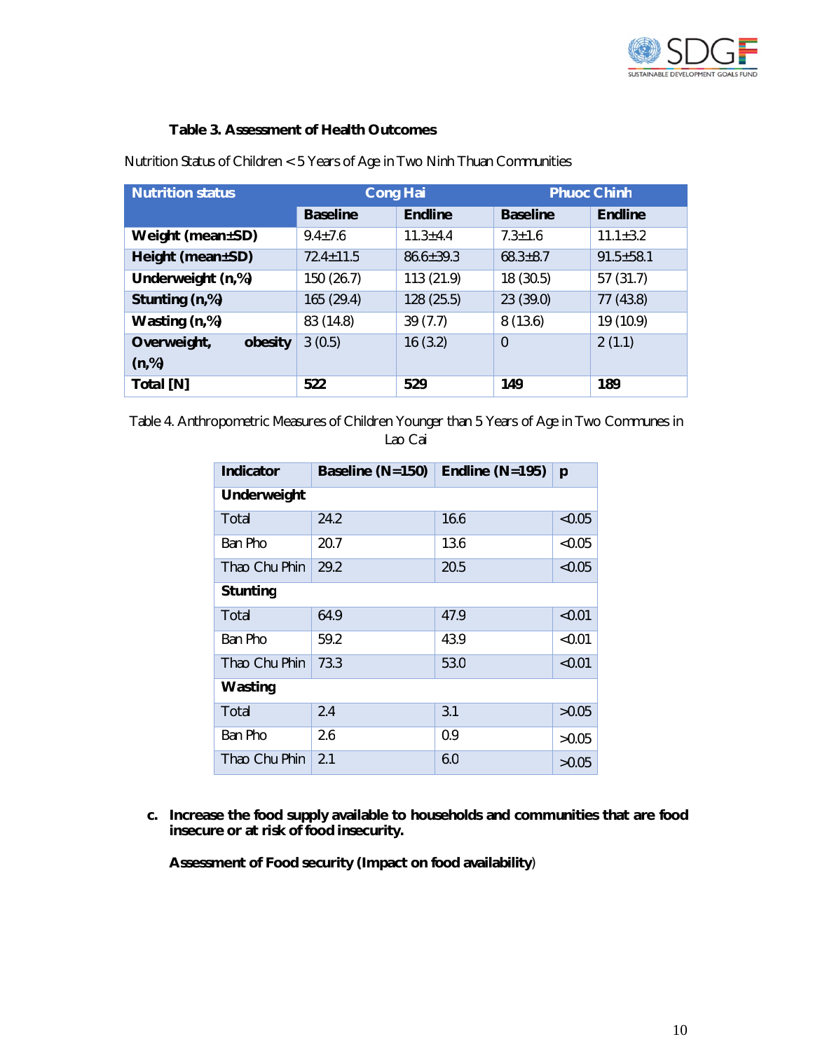**Table 3. Assessment of Health Outcomes**

Nutrition Status of Children < 5 Years of Age in Two Ninh Thuan Communities

| Nutrition status | Cong Hai | | Phuoc Chinh | |
|---|---|---|---|---|
| | Baseline | Endline | Baseline | Endline |
| **Weight (mean±SD)** | 9.4±7.6 | 11.3±4.4 | 7.3±1.6 | 11.1±3.2 |
| **Height (mean±SD)** | 72.4±11.5 | 86.6±39.3 | 68.3±8.7 | 91.5±58.1 |
| **Underweight (n,%)** | 150 (26.7) | 113 (21.9) | 18 (30.5) | 57 (31.7) |
| **Stunting (n,%)** | 165 (29.4) | 128 (25.5) | 23 (39.0) | 77 (43.8) |
| **Wasting (n,%)** | 83 (14.8) | 39 (7.7) | 8 (13.6) | 19 (10.9) |
| **Overweight, obesity (n,%)** | 3 (0.5) | 16 (3.2) | 0 | 2 (1.1) |
| **Total [N]** | **522** | **529** | **149** | **189** |

Table 4. Anthropometric Measures of Children Younger than 5 Years of Age in Two Communes in Lao Cai

| Indicator | Baseline (N=150) | Endline (N=195) | p |
|---|---|---|---|
| **Underweight** | | | |
| Total | 24.2 | 16.6 | <0.05 |
| Ban Pho | 20.7 | 13.6 | <0.05 |
| Thao Chu Phin | 29.2 | 20.5 | <0.05 |
| **Stunting** | | | |
| Total | 64.9 | 47.9 | <0.01 |
| Ban Pho | 59.2 | 43.9 | <0.01 |
| Thao Chu Phin | 73.3 | 53.0 | <0.01 |
| **Wasting** | | | |
| Total | 2.4 | 3.1 | >0.05 |
| Ban Pho | 2.6 | 0.9 | >0.05 |
| Thao Chu Phin | 2.1 | 6.0 | >0.05 |

**c. Increase the food supply available to households and communities that are food insecure or at risk of food insecurity.**

**Assessment of Food security (Impact on food availability**)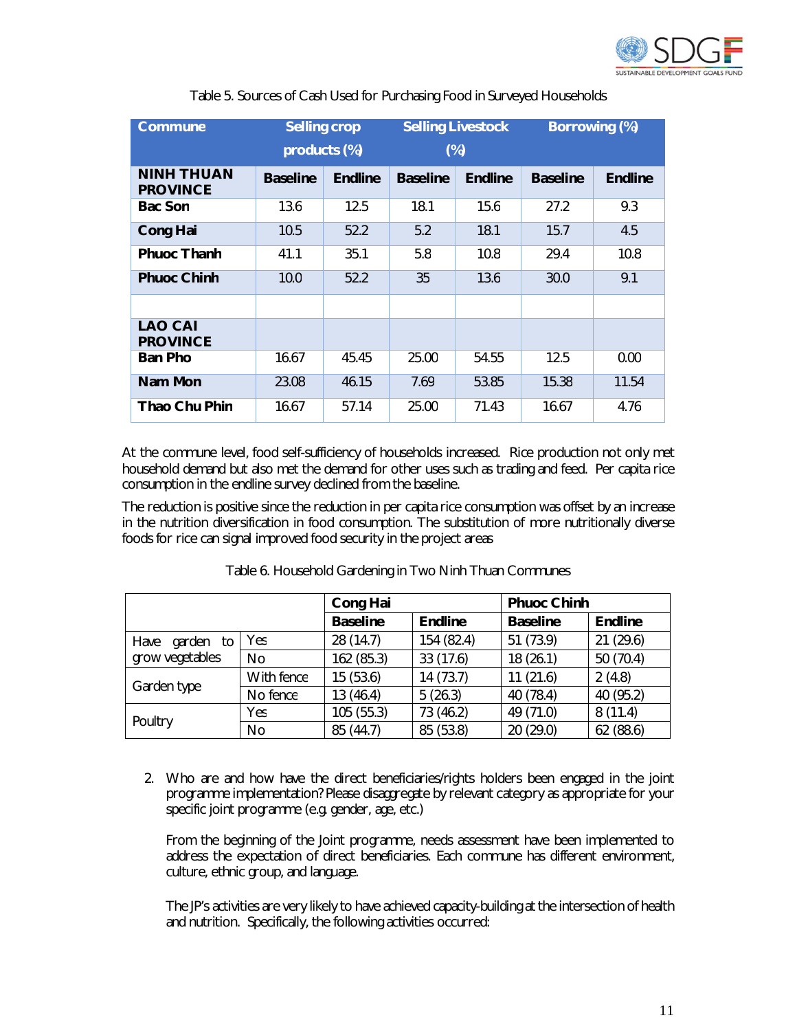Table 5. Sources of Cash Used for Purchasing Food in Surveyed Households

| Commune | Selling crop products (%) | | Selling Livestock (%) | | Borrowing (%) | |
|---|---|---|---|---|---|---|
| **NINH THUAN PROVINCE** | **Baseline** | **Endline** | **Baseline** | **Endline** | **Baseline** | **Endline** |
| **Bac Son** | 13.6 | 12.5 | 18.1 | 15.6 | 27.2 | 9.3 |
| **Cong Hai** | 10.5 | 52.2 | 5.2 | 18.1 | 15.7 | 4.5 |
| **Phuoc Thanh** | 41.1 | 35.1 | 5.8 | 10.8 | 29.4 | 10.8 |
| **Phuoc Chinh** | 10.0 | 52.2 | 35 | 13.6 | 30.0 | 9.1 |
| | | | | | | |
| **LAO CAI PROVINCE** | | | | | | |
| **Ban Pho** | 16.67 | 45.45 | 25.00 | 54.55 | 12.5 | 0.00 |
| **Nam Mon** | 23.08 | 46.15 | 7.69 | 53.85 | 15.38 | 11.54 |
| **Thao Chu Phin** | 16.67 | 57.14 | 25.00 | 71.43 | 16.67 | 4.76 |

At the commune level, food self-sufficiency of households increased. Rice production not only met household demand but also met the demand for other uses such as trading and feed. Per capita rice consumption in the endline survey declined from the baseline.

The reduction is positive since the reduction in per capita rice consumption was offset by an increase in the nutrition diversification in food consumption. The substitution of more nutritionally diverse foods for rice can signal improved food security in the project areas

Table 6. Household Gardening in Two Ninh Thuan Communes

| | | Cong Hai | | Phuoc Chinh | |
|---|---|---|---|---|---|
| | | **Baseline** | **Endline** | **Baseline** | **Endline** |
| Have garden to grow vegetables | Yes | 28 (14.7) | 154 (82.4) | 51 (73.9) | 21 (29.6) |
| | No | 162 (85.3) | 33 (17.6) | 18 (26.1) | 50 (70.4) |
| Garden type | With fence | 15 (53.6) | 14 (73.7) | 11 (21.6) | 2 (4.8) |
| | No fence | 13 (46.4) | 5 (26.3) | 40 (78.4) | 40 (95.2) |
| Poultry | Yes | 105 (55.3) | 73 (46.2) | 49 (71.0) | 8 (11.4) |
| | No | 85 (44.7) | 85 (53.8) | 20 (29.0) | 62 (88.6) |

2. Who are and how have the direct beneficiaries/rights holders been engaged in the joint programme implementation? Please disaggregate by relevant category as appropriate for your specific joint programme (e.g. gender, age, etc.)

   From the beginning of the Joint programme, needs assessment have been implemented to address the expectation of direct beneficiaries. Each commune has different environment, culture, ethnic group, and language.

   The JP's activities are very likely to have achieved capacity-building at the intersection of health and nutrition. Specifically, the following activities occurred: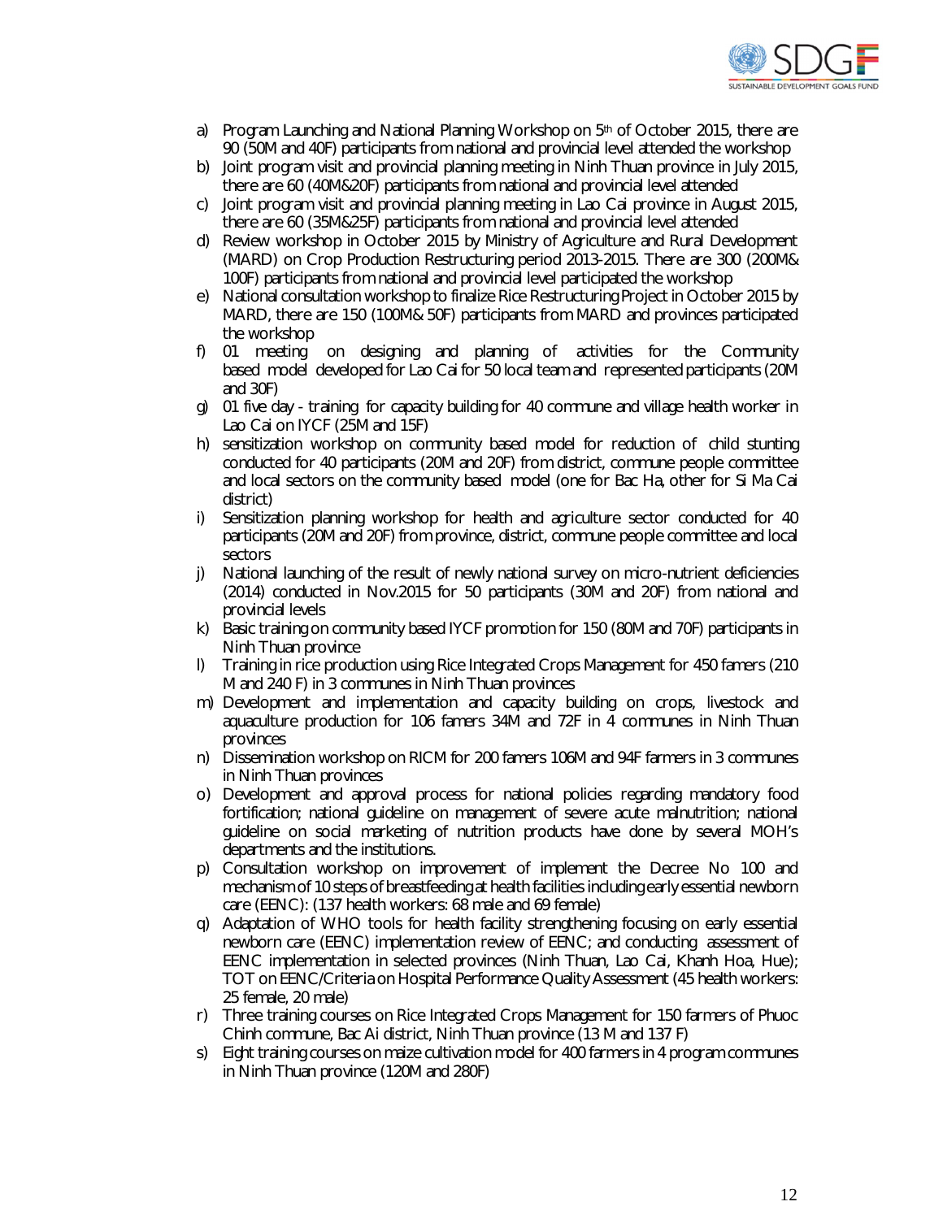a) Program Launching and National Planning Workshop on 5th of October 2015, there are 90 (50M and 40F) participants from national and provincial level attended the workshop
b) Joint program visit and provincial planning meeting in Ninh Thuan province in July 2015, there are 60 (40M&20F) participants from national and provincial level attended
c) Joint program visit and provincial planning meeting in Lao Cai province in August 2015, there are 60 (35M&25F) participants from national and provincial level attended
d) Review workshop in October 2015 by Ministry of Agriculture and Rural Development (MARD) on Crop Production Restructuring period 2013-2015. There are 300 (200M& 100F) participants from national and provincial level participated the workshop
e) National consultation workshop to finalize Rice Restructuring Project in October 2015 by MARD, there are 150 (100M& 50F) participants from MARD and provinces participated the workshop
f) 01 meeting on designing and planning of activities for the Community based model developed for Lao Cai for 50 local team and represented participants (20M and 30F)
g) 01 five day - training for capacity building for 40 commune and village health worker in Lao Cai on IYCF (25M and 15F)
h) sensitization workshop on community based model for reduction of child stunting conducted for 40 participants (20M and 20F) from district, commune people committee and local sectors on the community based model (one for Bac Ha, other for Si Ma Cai district)
i) Sensitization planning workshop for health and agriculture sector conducted for 40 participants (20M and 20F) from province, district, commune people committee and local sectors
j) National launching of the result of newly national survey on micro-nutrient deficiencies (2014) conducted in Nov.2015 for 50 participants (30M and 20F) from national and provincial levels
k) Basic training on community based IYCF promotion for 150 (80M and 70F) participants in Ninh Thuan province
l) Training in rice production using Rice Integrated Crops Management for 450 famers (210 M and 240 F) in 3 communes in Ninh Thuan provinces
m) Development and implementation and capacity building on crops, livestock and aquaculture production for 106 famers 34M and 72F in 4 communes in Ninh Thuan provinces
n) Dissemination workshop on RICM for 200 famers 106M and 94F farmers in 3 communes in Ninh Thuan provinces
o) Development and approval process for national policies regarding mandatory food fortification; national guideline on management of severe acute malnutrition; national guideline on social marketing of nutrition products have done by several MOH's departments and the institutions.
p) Consultation workshop on improvement of implement the Decree No 100 and mechanism of 10 steps of breastfeeding at health facilities including early essential newborn care (EENC): (137 health workers: 68 male and 69 female)
q) Adaptation of WHO tools for health facility strengthening focusing on early essential newborn care (EENC) implementation review of EENC; and conducting assessment of EENC implementation in selected provinces (Ninh Thuan, Lao Cai, Khanh Hoa, Hue); TOT on EENC/Criteria on Hospital Performance Quality Assessment (45 health workers: 25 female, 20 male)
r) Three training courses on Rice Integrated Crops Management for 150 farmers of Phuoc Chinh commune, Bac Ai district, Ninh Thuan province (13 M and 137 F)
s) Eight training courses on maize cultivation model for 400 farmers in 4 program communes in Ninh Thuan province (120M and 280F)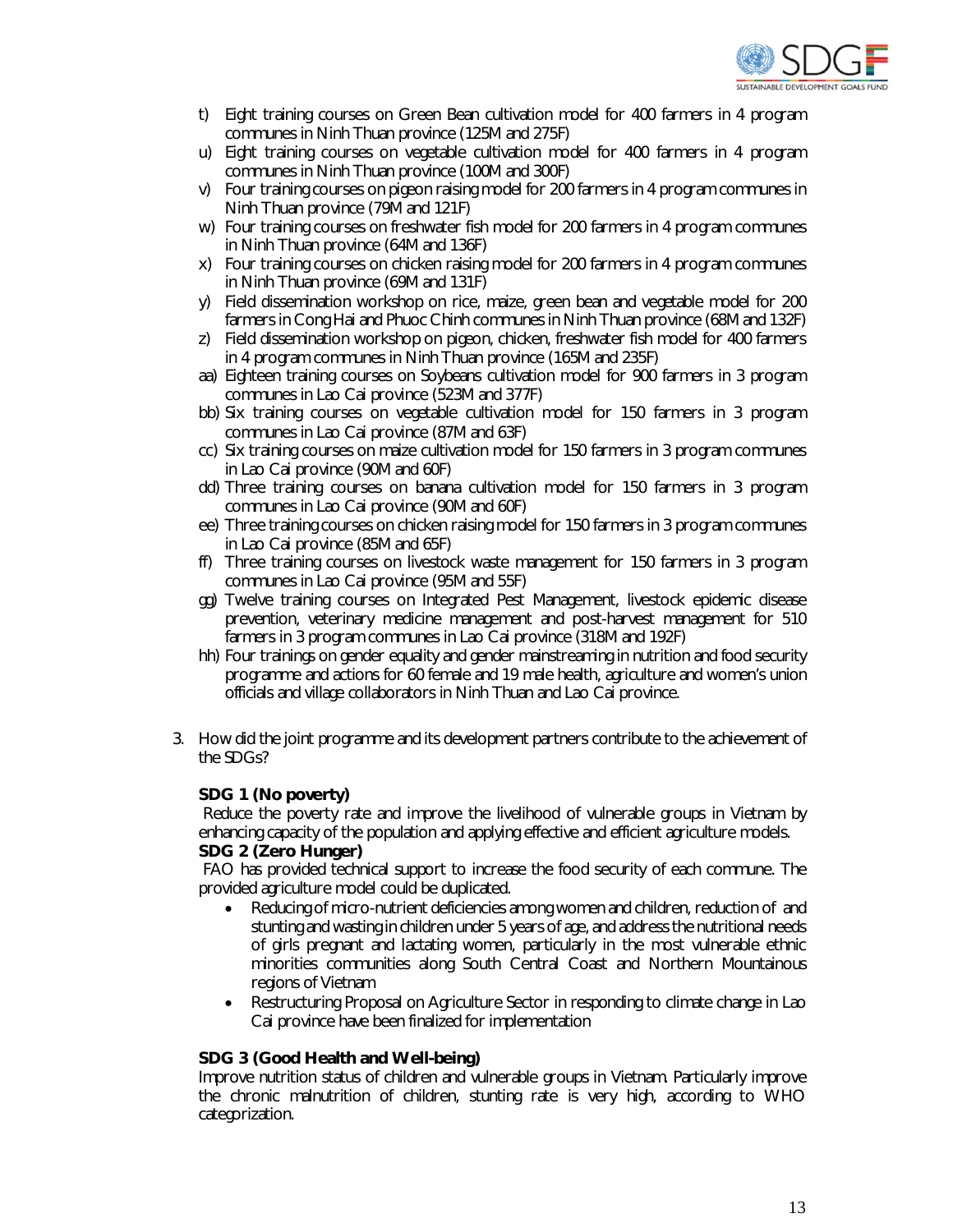t) Eight training courses on Green Bean cultivation model for 400 farmers in 4 program communes in Ninh Thuan province (125M and 275F)
u) Eight training courses on vegetable cultivation model for 400 farmers in 4 program communes in Ninh Thuan province (100M and 300F)
v) Four training courses on pigeon raising model for 200 farmers in 4 program communes in Ninh Thuan province (79M and 121F)
w) Four training courses on freshwater fish model for 200 farmers in 4 program communes in Ninh Thuan province (64M and 136F)
x) Four training courses on chicken raising model for 200 farmers in 4 program communes in Ninh Thuan province (69M and 131F)
y) Field dissemination workshop on rice, maize, green bean and vegetable model for 200 farmers in Cong Hai and Phuoc Chinh communes in Ninh Thuan province (68M and 132F)
z) Field dissemination workshop on pigeon, chicken, freshwater fish model for 400 farmers in 4 program communes in Ninh Thuan province (165M and 235F)
aa) Eighteen training courses on Soybeans cultivation model for 900 farmers in 3 program communes in Lao Cai province (523M and 377F)
bb) Six training courses on vegetable cultivation model for 150 farmers in 3 program communes in Lao Cai province (87M and 63F)
cc) Six training courses on maize cultivation model for 150 farmers in 3 program communes in Lao Cai province (90M and 60F)
dd) Three training courses on banana cultivation model for 150 farmers in 3 program communes in Lao Cai province (90M and 60F)
ee) Three training courses on chicken raising model for 150 farmers in 3 program communes in Lao Cai province (85M and 65F)
ff) Three training courses on livestock waste management for 150 farmers in 3 program communes in Lao Cai province (95M and 55F)
gg) Twelve training courses on Integrated Pest Management, livestock epidemic disease prevention, veterinary medicine management and post-harvest management for 510 farmers in 3 program communes in Lao Cai province (318M and 192F)
hh) Four trainings on gender equality and gender mainstreaming in nutrition and food security programme and actions for 60 female and 19 male health, agriculture and women's union officials and village collaborators in Ninh Thuan and Lao Cai province.

3. How did the joint programme and its development partners contribute to the achievement of the SDGs?

**SDG 1 (No poverty)**

Reduce the poverty rate and improve the livelihood of vulnerable groups in Vietnam by enhancing capacity of the population and applying effective and efficient agriculture models.

**SDG 2 (Zero Hunger)**

FAO has provided technical support to increase the food security of each commune. The provided agriculture model could be duplicated.

- Reducing of micro-nutrient deficiencies among women and children, reduction of and stunting and wasting in children under 5 years of age, and address the nutritional needs of girls pregnant and lactating women, particularly in the most vulnerable ethnic minorities communities along South Central Coast and Northern Mountainous regions of Vietnam
- Restructuring Proposal on Agriculture Sector in responding to climate change in Lao Cai province have been finalized for implementation

**SDG 3 (Good Health and Well-being)**

Improve nutrition status of children and vulnerable groups in Vietnam. Particularly improve the chronic malnutrition of children, stunting rate is very high, according to WHO categorization.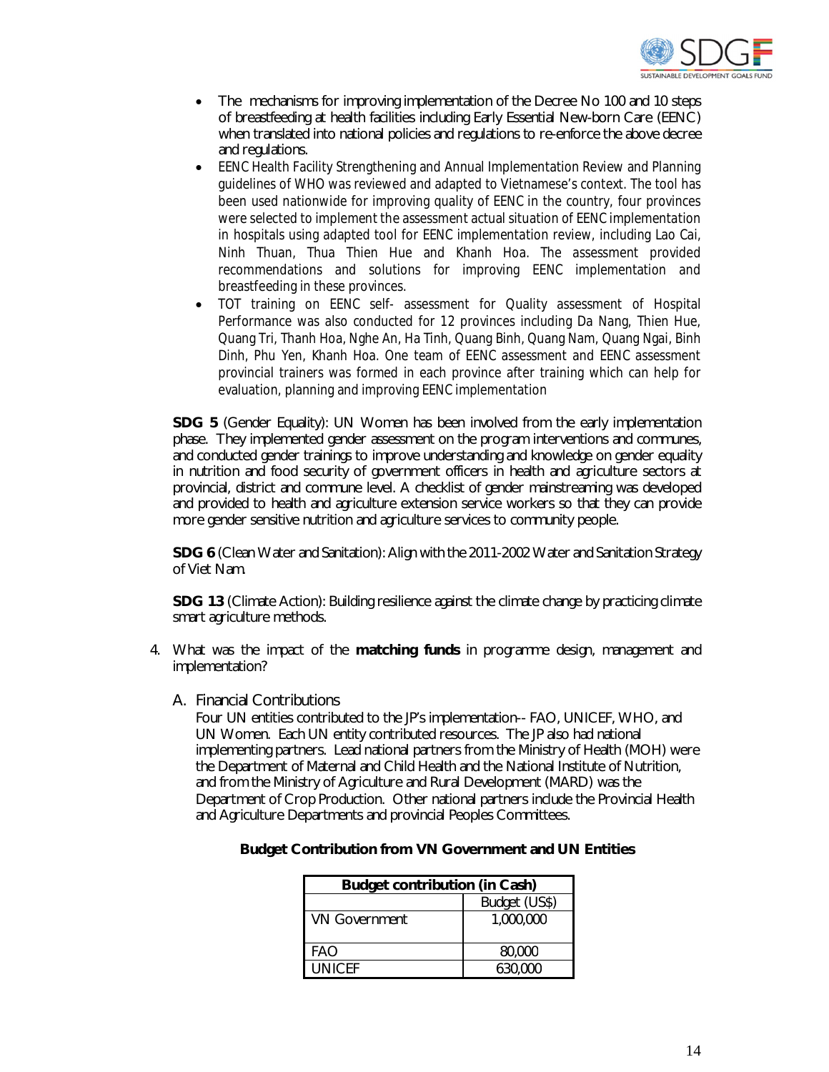- The mechanisms for improving implementation of the Decree No 100 and 10 steps of breastfeeding at health facilities including Early Essential New-born Care (EENC) when translated into national policies and regulations to re-enforce the above decree and regulations.
- EENC Health Facility Strengthening and Annual Implementation Review and Planning guidelines of WHO was reviewed and adapted to Vietnamese's context. The tool has been used nationwide for improving quality of EENC in the country, four provinces were selected to implement the assessment actual situation of EENC implementation in hospitals using adapted tool for EENC implementation review, including Lao Cai, Ninh Thuan, Thua Thien Hue and Khanh Hoa. The assessment provided recommendations and solutions for improving EENC implementation and breastfeeding in these provinces.
- TOT training on EENC self- assessment for Quality assessment of Hospital Performance was also conducted for 12 provinces including Da Nang, Thien Hue, Quang Tri, Thanh Hoa, Nghe An, Ha Tinh, Quang Binh, Quang Nam, Quang Ngai, Binh Dinh, Phu Yen, Khanh Hoa. One team of EENC assessment and EENC assessment provincial trainers was formed in each province after training which can help for evaluation, planning and improving EENC implementation

**SDG 5** (Gender Equality): UN Women has been involved from the early implementation phase. They implemented gender assessment on the program interventions and communes, and conducted gender trainings to improve understanding and knowledge on gender equality in nutrition and food security of government officers in health and agriculture sectors at provincial, district and commune level. A checklist of gender mainstreaming was developed and provided to health and agriculture extension service workers so that they can provide more gender sensitive nutrition and agriculture services to community people.

**SDG 6** (Clean Water and Sanitation): Align with the 2011-2002 Water and Sanitation Strategy of Viet Nam.

**SDG 13** (Climate Action): Building resilience against the climate change by practicing climate smart agriculture methods.

4. What was the impact of the **matching funds** in programme design, management and implementation?

   A. Financial Contributions

   Four UN entities contributed to the JP's implementation-- FAO, UNICEF, WHO, and UN Women. Each UN entity contributed resources. The JP also had national implementing partners. Lead national partners from the Ministry of Health (MOH) were the Department of Maternal and Child Health and the National Institute of Nutrition, and from the Ministry of Agriculture and Rural Development (MARD) was the Department of Crop Production. Other national partners include the Provincial Health and Agriculture Departments and provincial Peoples Committees.

**Budget Contribution from VN Government and UN Entities**

| Budget contribution (in Cash) | |
|---|---|
| | Budget (US$) |
| VN Government | 1,000,000 |
| FAO | 80,000 |
| UNICEF | 630,000 |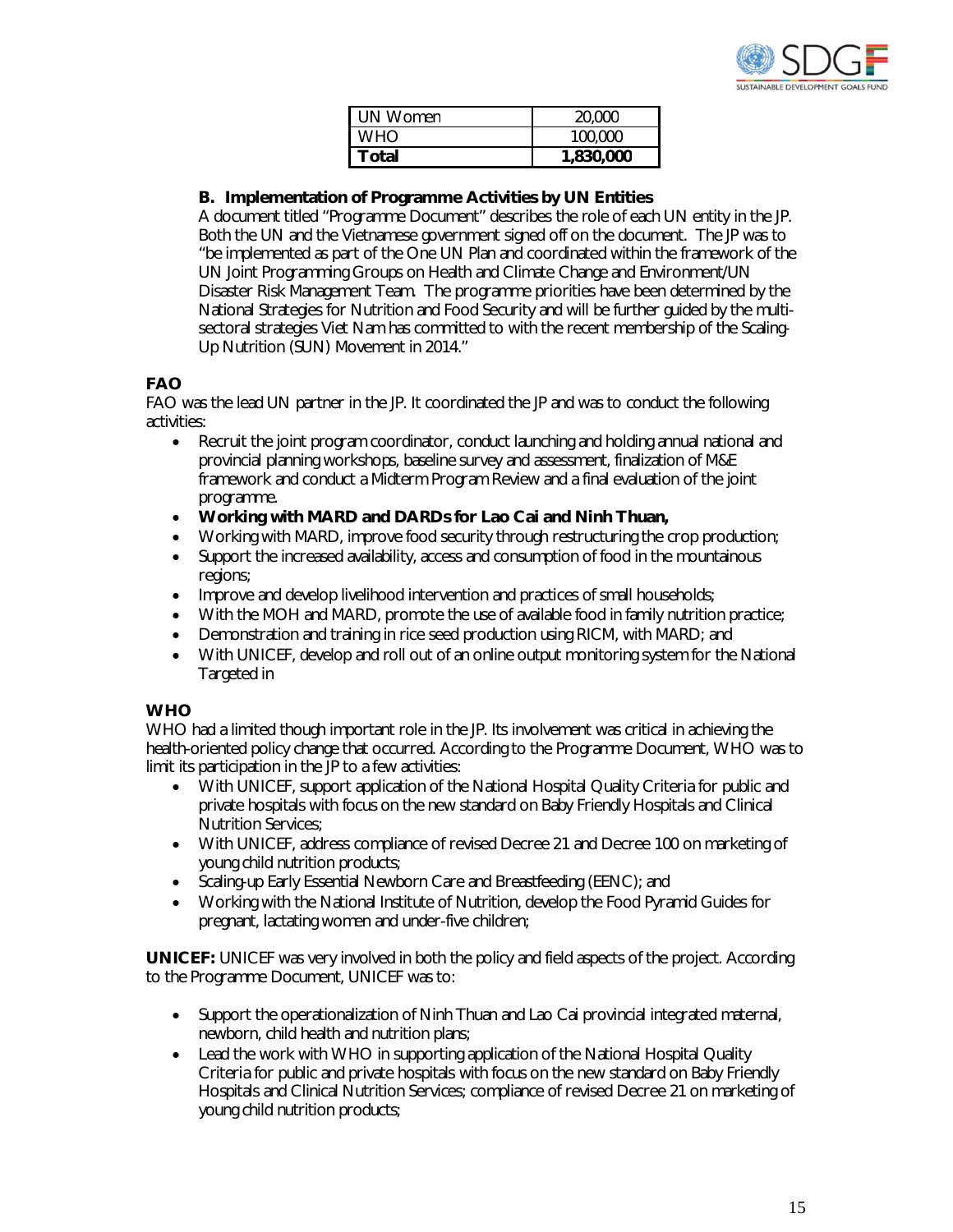| UN Women | 20,000 |
| --- | --- |
| WHO | 100,000 |
| **Total** | **1,830,000** |

### B. Implementation of Programme Activities by UN Entities

A document titled "Programme Document" describes the role of each UN entity in the JP. Both the UN and the Vietnamese government signed off on the document. The JP was to "be implemented as part of the One UN Plan and coordinated within the framework of the UN Joint Programming Groups on Health and Climate Change and Environment/UN Disaster Risk Management Team. The programme priorities have been determined by the National Strategies for Nutrition and Food Security and will be further guided by the multi-sectoral strategies Viet Nam has committed to with the recent membership of the Scaling-Up Nutrition (SUN) Movement in 2014."

**FAO**

FAO was the lead UN partner in the JP. It coordinated the JP and was to conduct the following activities:

- Recruit the joint program coordinator, conduct launching and holding annual national and provincial planning workshops, baseline survey and assessment, finalization of M&E framework and conduct a Midterm Program Review and a final evaluation of the joint programme.
- **Working with MARD and DARDs for Lao Cai and Ninh Thuan,**
- Working with MARD, improve food security through restructuring the crop production;
- Support the increased availability, access and consumption of food in the mountainous regions;
- Improve and develop livelihood intervention and practices of small households;
- With the MOH and MARD, promote the use of available food in family nutrition practice;
- Demonstration and training in rice seed production using RICM, with MARD; and
- With UNICEF, develop and roll out of an online output monitoring system for the National Targeted in

**WHO**

WHO had a limited though important role in the JP. Its involvement was critical in achieving the health-oriented policy change that occurred. According to the Programme Document, WHO was to limit its participation in the JP to a few activities:

- With UNICEF, support application of the National Hospital Quality Criteria for public and private hospitals with focus on the new standard on Baby Friendly Hospitals and Clinical Nutrition Services;
- With UNICEF, address compliance of revised Decree 21 and Decree 100 on marketing of young child nutrition products;
- Scaling-up Early Essential Newborn Care and Breastfeeding (EENC); and
- Working with the National Institute of Nutrition, develop the Food Pyramid Guides for pregnant, lactating women and under-five children;

**UNICEF:** UNICEF was very involved in both the policy and field aspects of the project. According to the Programme Document, UNICEF was to:

- Support the operationalization of Ninh Thuan and Lao Cai provincial integrated maternal, newborn, child health and nutrition plans;
- Lead the work with WHO in supporting application of the National Hospital Quality Criteria for public and private hospitals with focus on the new standard on Baby Friendly Hospitals and Clinical Nutrition Services; compliance of revised Decree 21 on marketing of young child nutrition products;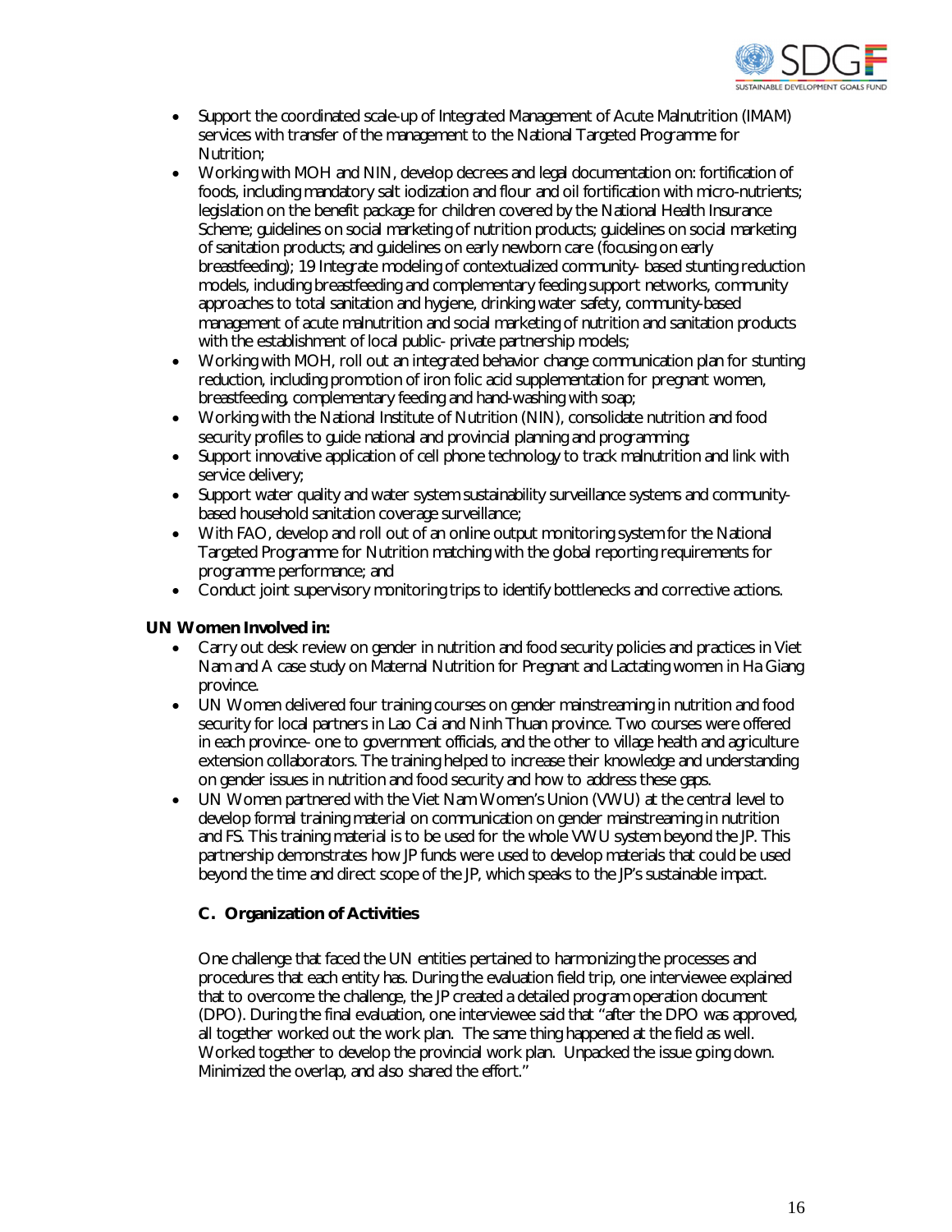- Support the coordinated scale-up of Integrated Management of Acute Malnutrition (IMAM) services with transfer of the management to the National Targeted Programme for Nutrition;
- Working with MOH and NIN, develop decrees and legal documentation on: fortification of foods, including mandatory salt iodization and flour and oil fortification with micro-nutrients; legislation on the benefit package for children covered by the National Health Insurance Scheme; guidelines on social marketing of nutrition products; guidelines on social marketing of sanitation products; and guidelines on early newborn care (focusing on early breastfeeding); 19 Integrate modeling of contextualized community- based stunting reduction models, including breastfeeding and complementary feeding support networks, community approaches to total sanitation and hygiene, drinking water safety, community-based management of acute malnutrition and social marketing of nutrition and sanitation products with the establishment of local public- private partnership models;
- Working with MOH, roll out an integrated behavior change communication plan for stunting reduction, including promotion of iron folic acid supplementation for pregnant women, breastfeeding, complementary feeding and hand-washing with soap;
- Working with the National Institute of Nutrition (NIN), consolidate nutrition and food security profiles to guide national and provincial planning and programming;
- Support innovative application of cell phone technology to track malnutrition and link with service delivery;
- Support water quality and water system sustainability surveillance systems and community-based household sanitation coverage surveillance;
- With FAO, develop and roll out of an online output monitoring system for the National Targeted Programme for Nutrition matching with the global reporting requirements for programme performance; and
- Conduct joint supervisory monitoring trips to identify bottlenecks and corrective actions.

**UN Women Involved in:**

- Carry out desk review on gender in nutrition and food security policies and practices in Viet Nam and A case study on Maternal Nutrition for Pregnant and Lactating women in Ha Giang province.
- UN Women delivered four training courses on gender mainstreaming in nutrition and food security for local partners in Lao Cai and Ninh Thuan province. Two courses were offered in each province- one to government officials, and the other to village health and agriculture extension collaborators. The training helped to increase their knowledge and understanding on gender issues in nutrition and food security and how to address these gaps.
- UN Women partnered with the Viet Nam Women's Union (VWU) at the central level to develop formal training material on communication on gender mainstreaming in nutrition and FS. This training material is to be used for the whole VWU system beyond the JP. This partnership demonstrates how JP funds were used to develop materials that could be used beyond the time and direct scope of the JP, which speaks to the JP's sustainable impact.

### C. Organization of Activities

One challenge that faced the UN entities pertained to harmonizing the processes and procedures that each entity has. During the evaluation field trip, one interviewee explained that to overcome the challenge, the JP created a detailed program operation document (DPO). During the final evaluation, one interviewee said that "after the DPO was approved, all together worked out the work plan. The same thing happened at the field as well. Worked together to develop the provincial work plan. Unpacked the issue going down. Minimized the overlap, and also shared the effort."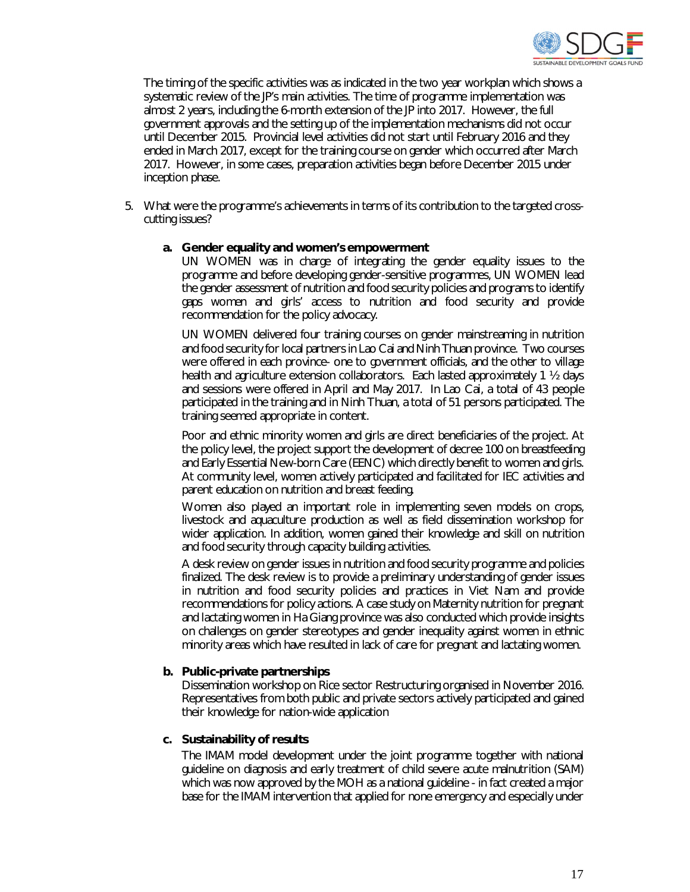The timing of the specific activities was as indicated in the two year workplan which shows a systematic review of the JP's main activities. The time of programme implementation was almost 2 years, including the 6-month extension of the JP into 2017. However, the full government approvals and the setting up of the implementation mechanisms did not occur until December 2015. Provincial level activities did not start until February 2016 and they ended in March 2017, except for the training course on gender which occurred after March 2017. However, in some cases, preparation activities began before December 2015 under inception phase.

5. What were the programme's achievements in terms of its contribution to the targeted cross-cutting issues?

   a. **Gender equality and women's empowerment**

      UN WOMEN was in charge of integrating the gender equality issues to the programme and before developing gender-sensitive programmes, UN WOMEN lead the gender assessment of nutrition and food security policies and programs to identify gaps women and girls' access to nutrition and food security and provide recommendation for the policy advocacy.

      UN WOMEN delivered four training courses on gender mainstreaming in nutrition and food security for local partners in Lao Cai and Ninh Thuan province. Two courses were offered in each province- one to government officials, and the other to village health and agriculture extension collaborators. Each lasted approximately 1 ½ days and sessions were offered in April and May 2017. In Lao Cai, a total of 43 people participated in the training and in Ninh Thuan, a total of 51 persons participated. The training seemed appropriate in content.

      Poor and ethnic minority women and girls are direct beneficiaries of the project. At the policy level, the project support the development of decree 100 on breastfeeding and Early Essential New-born Care (EENC) which directly benefit to women and girls. At community level, women actively participated and facilitated for IEC activities and parent education on nutrition and breast feeding.

      Women also played an important role in implementing seven models on crops, livestock and aquaculture production as well as field dissemination workshop for wider application. In addition, women gained their knowledge and skill on nutrition and food security through capacity building activities.

      A desk review on gender issues in nutrition and food security programme and policies finalized. The desk review is to provide a preliminary understanding of gender issues in nutrition and food security policies and practices in Viet Nam and provide recommendations for policy actions. A case study on Maternity nutrition for pregnant and lactating women in Ha Giang province was also conducted which provide insights on challenges on gender stereotypes and gender inequality against women in ethnic minority areas which have resulted in lack of care for pregnant and lactating women.

   b. **Public-private partnerships**

      Dissemination workshop on Rice sector Restructuring organised in November 2016. Representatives from both public and private sectors actively participated and gained their knowledge for nation-wide application

   c. **Sustainability of results**

      The IMAM model development under the joint programme together with national guideline on diagnosis and early treatment of child severe acute malnutrition (SAM) which was now approved by the MOH as a national guideline - in fact created a major base for the IMAM intervention that applied for none emergency and especially under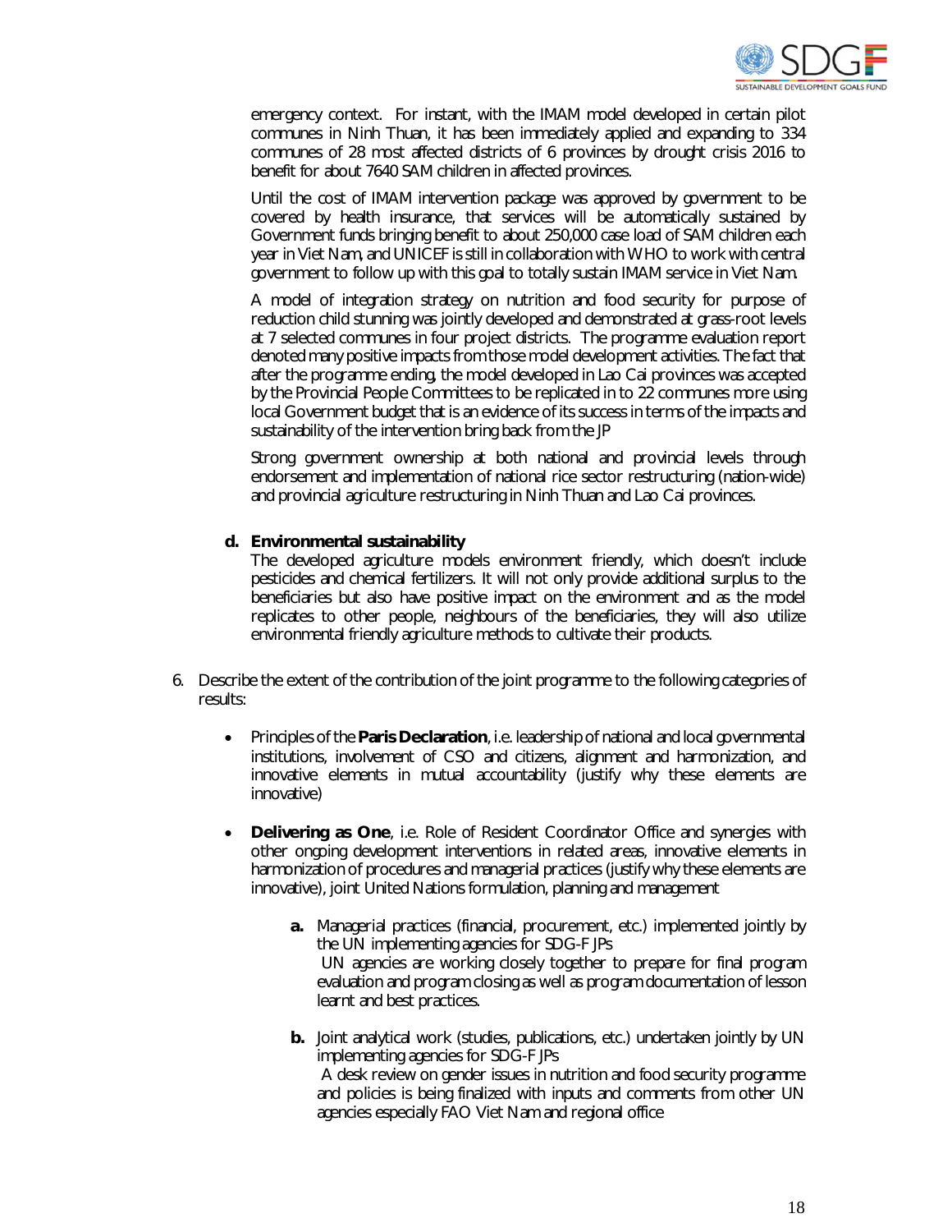emergency context. For instant, with the IMAM model developed in certain pilot communes in Ninh Thuan, it has been immediately applied and expanding to 334 communes of 28 most affected districts of 6 provinces by drought crisis 2016 to benefit for about 7640 SAM children in affected provinces.

Until the cost of IMAM intervention package was approved by government to be covered by health insurance, that services will be automatically sustained by Government funds bringing benefit to about 250,000 case load of SAM children each year in Viet Nam, and UNICEF is still in collaboration with WHO to work with central government to follow up with this goal to totally sustain IMAM service in Viet Nam.

A model of integration strategy on nutrition and food security for purpose of reduction child stunning was jointly developed and demonstrated at grass-root levels at 7 selected communes in four project districts. The programme evaluation report denoted many positive impacts from those model development activities. The fact that after the programme ending, the model developed in Lao Cai provinces was accepted by the Provincial People Committees to be replicated in to 22 communes more using local Government budget that is an evidence of its success in terms of the impacts and sustainability of the intervention bring back from the JP

Strong government ownership at both national and provincial levels through endorsement and implementation of national rice sector restructuring (nation-wide) and provincial agriculture restructuring in Ninh Thuan and Lao Cai provinces.

**d. Environmental sustainability**

The developed agriculture models environment friendly, which doesn't include pesticides and chemical fertilizers. It will not only provide additional surplus to the beneficiaries but also have positive impact on the environment and as the model replicates to other people, neighbours of the beneficiaries, they will also utilize environmental friendly agriculture methods to cultivate their products.

6. Describe the extent of the contribution of the joint programme to the following categories of results:

- Principles of the **Paris Declaration**, i.e. leadership of national and local governmental institutions, involvement of CSO and citizens, alignment and harmonization, and innovative elements in mutual accountability (justify why these elements are innovative)

- **Delivering as One**, i.e. Role of Resident Coordinator Office and synergies with other ongoing development interventions in related areas, innovative elements in harmonization of procedures and managerial practices (justify why these elements are innovative), joint United Nations formulation, planning and management

    **a.** Managerial practices (financial, procurement, etc.) implemented jointly by the UN implementing agencies for SDG-F JPs
    UN agencies are working closely together to prepare for final program evaluation and program closing as well as program documentation of lesson learnt and best practices.

    **b.** Joint analytical work (studies, publications, etc.) undertaken jointly by UN implementing agencies for SDG-F JPs
    A desk review on gender issues in nutrition and food security programme and policies is being finalized with inputs and comments from other UN agencies especially FAO Viet Nam and regional office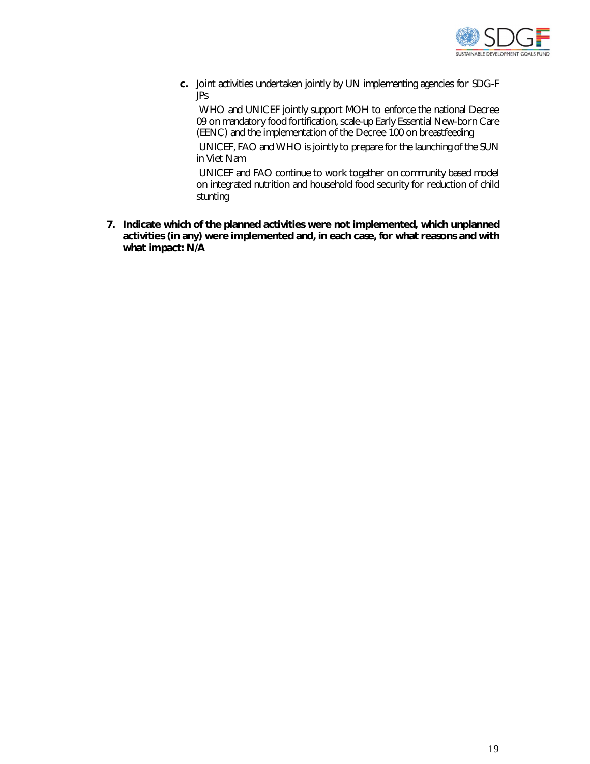**c.** Joint activities undertaken jointly by UN implementing agencies for SDG-F JPs

- WHO and UNICEF jointly support MOH to enforce the national Decree 09 on mandatory food fortification, scale-up Early Essential New-born Care (EENC) and the implementation of the Decree 100 on breastfeeding
- UNICEF, FAO and WHO is jointly to prepare for the launching of the SUN in Viet Nam
- UNICEF and FAO continue to work together on community based model on integrated nutrition and household food security for reduction of child stunting

**7. Indicate which of the planned activities were not implemented, which unplanned activities (in any) were implemented and, in each case, for what reasons and with what impact: N/A**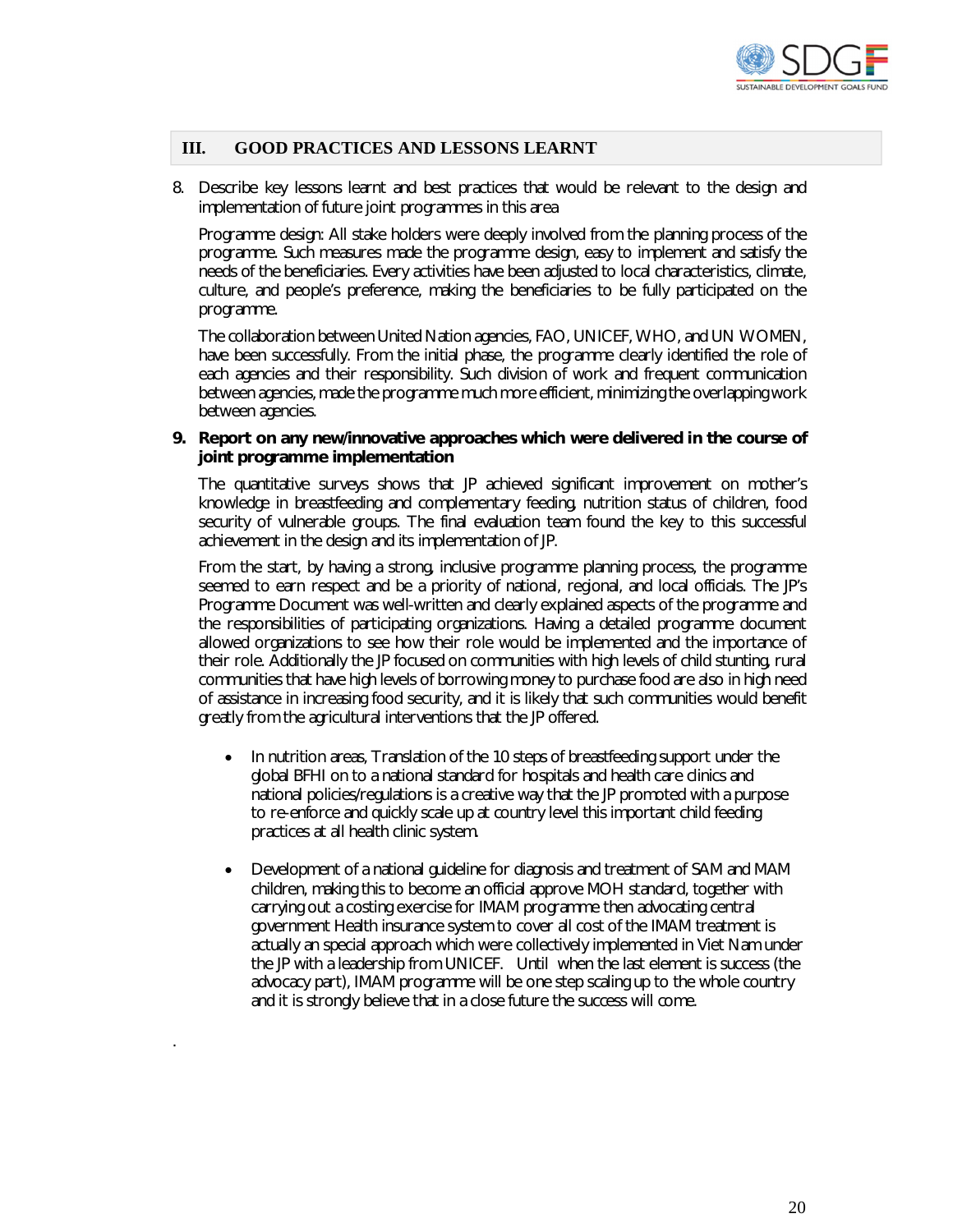## III. GOOD PRACTICES AND LESSONS LEARNT

8. Describe key lessons learnt and best practices that would be relevant to the design and implementation of future joint programmes in this area

   Programme design: All stake holders were deeply involved from the planning process of the programme. Such measures made the programme design, easy to implement and satisfy the needs of the beneficiaries. Every activities have been adjusted to local characteristics, climate, culture, and people's preference, making the beneficiaries to be fully participated on the programme.

   The collaboration between United Nation agencies, FAO, UNICEF, WHO, and UN WOMEN, have been successfully. From the initial phase, the programme clearly identified the role of each agencies and their responsibility. Such division of work and frequent communication between agencies, made the programme much more efficient, minimizing the overlapping work between agencies.

9. **Report on any new/innovative approaches which were delivered in the course of joint programme implementation**

   The quantitative surveys shows that JP achieved significant improvement on mother's knowledge in breastfeeding and complementary feeding, nutrition status of children, food security of vulnerable groups. The final evaluation team found the key to this successful achievement in the design and its implementation of JP.

   From the start, by having a strong, inclusive programme planning process, the programme seemed to earn respect and be a priority of national, regional, and local officials. The JP's Programme Document was well-written and clearly explained aspects of the programme and the responsibilities of participating organizations. Having a detailed programme document allowed organizations to see how their role would be implemented and the importance of their role. Additionally the JP focused on communities with high levels of child stunting, rural communities that have high levels of borrowing money to purchase food are also in high need of assistance in increasing food security, and it is likely that such communities would benefit greatly from the agricultural interventions that the JP offered.

   - In nutrition areas, Translation of the 10 steps of breastfeeding support under the global BFHI on to a national standard for hospitals and health care clinics and national policies/regulations is a creative way that the JP promoted with a purpose to re-enforce and quickly scale up at country level this important child feeding practices at all health clinic system.

   - Development of a national guideline for diagnosis and treatment of SAM and MAM children, making this to become an official approve MOH standard, together with carrying out a costing exercise for IMAM programme then advocating central government Health insurance system to cover all cost of the IMAM treatment is actually an special approach which were collectively implemented in Viet Nam under the JP with a leadership from UNICEF. Until when the last element is success (the advocacy part), IMAM programme will be one step scaling up to the whole country and it is strongly believe that in a close future the success will come.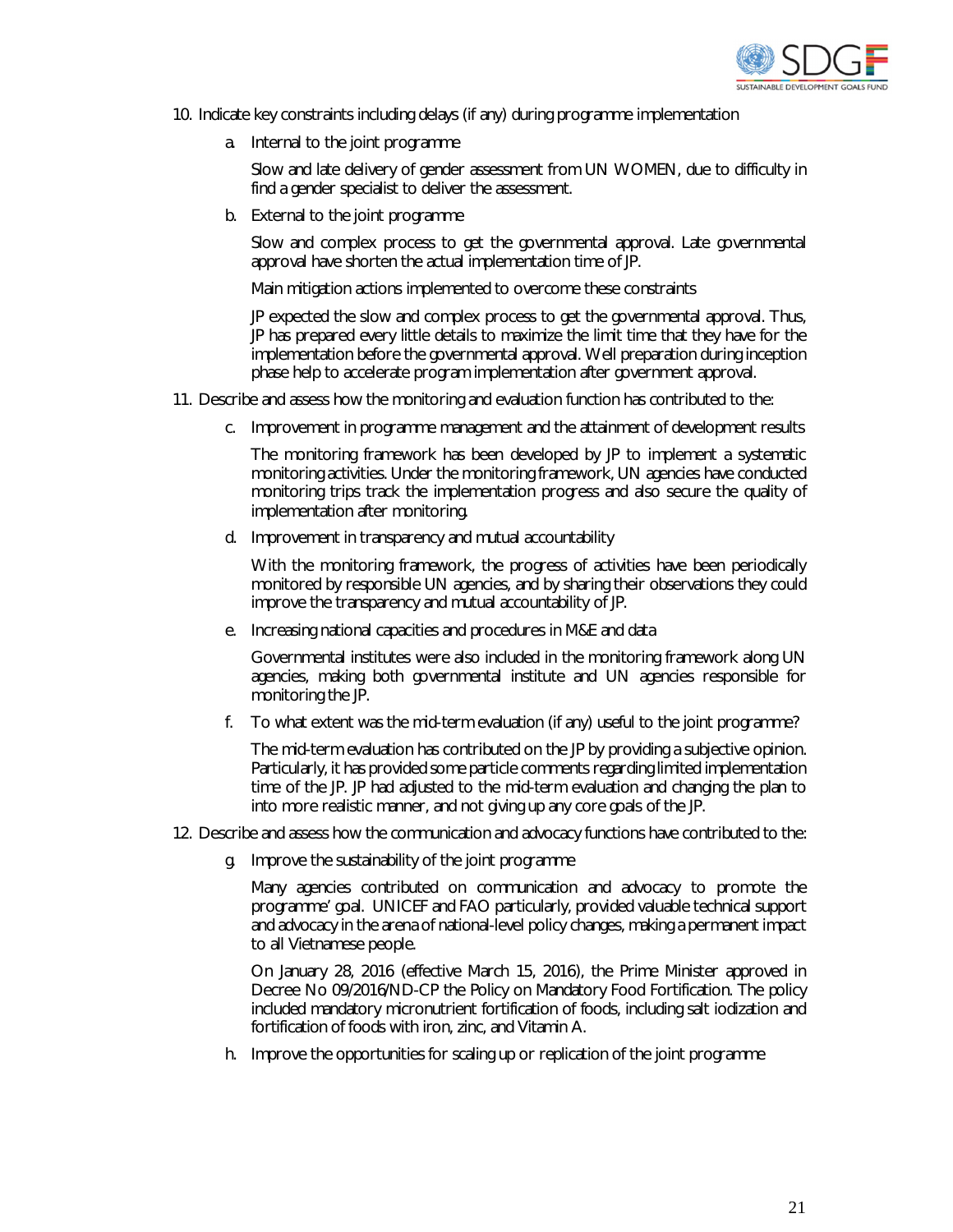10. Indicate key constraints including delays (if any) during programme implementation

    a. Internal to the joint programme

       Slow and late delivery of gender assessment from UN WOMEN, due to difficulty in find a gender specialist to deliver the assessment.

    b. External to the joint programme

       Slow and complex process to get the governmental approval. Late governmental approval have shorten the actual implementation time of JP.

       Main mitigation actions implemented to overcome these constraints

       JP expected the slow and complex process to get the governmental approval. Thus, JP has prepared every little details to maximize the limit time that they have for the implementation before the governmental approval. Well preparation during inception phase help to accelerate program implementation after government approval.

11. Describe and assess how the monitoring and evaluation function has contributed to the:

    c. Improvement in programme management and the attainment of development results

       The monitoring framework has been developed by JP to implement a systematic monitoring activities. Under the monitoring framework, UN agencies have conducted monitoring trips track the implementation progress and also secure the quality of implementation after monitoring.

    d. Improvement in transparency and mutual accountability

       With the monitoring framework, the progress of activities have been periodically monitored by responsible UN agencies, and by sharing their observations they could improve the transparency and mutual accountability of JP.

    e. Increasing national capacities and procedures in M&E and data

       Governmental institutes were also included in the monitoring framework along UN agencies, making both governmental institute and UN agencies responsible for monitoring the JP.

    f. To what extent was the mid-term evaluation (if any) useful to the joint programme?

       The mid-term evaluation has contributed on the JP by providing a subjective opinion. Particularly, it has provided some particle comments regarding limited implementation time of the JP. JP had adjusted to the mid-term evaluation and changing the plan to into more realistic manner, and not giving up any core goals of the JP.

12. Describe and assess how the communication and advocacy functions have contributed to the:

    g. Improve the sustainability of the joint programme

       Many agencies contributed on communication and advocacy to promote the programme' goal. UNICEF and FAO particularly, provided valuable technical support and advocacy in the arena of national-level policy changes, making a permanent impact to all Vietnamese people.

       On January 28, 2016 (effective March 15, 2016), the Prime Minister approved in Decree No 09/2016/ND-CP the Policy on Mandatory Food Fortification. The policy included mandatory micronutrient fortification of foods, including salt iodization and fortification of foods with iron, zinc, and Vitamin A.

    h. Improve the opportunities for scaling up or replication of the joint programme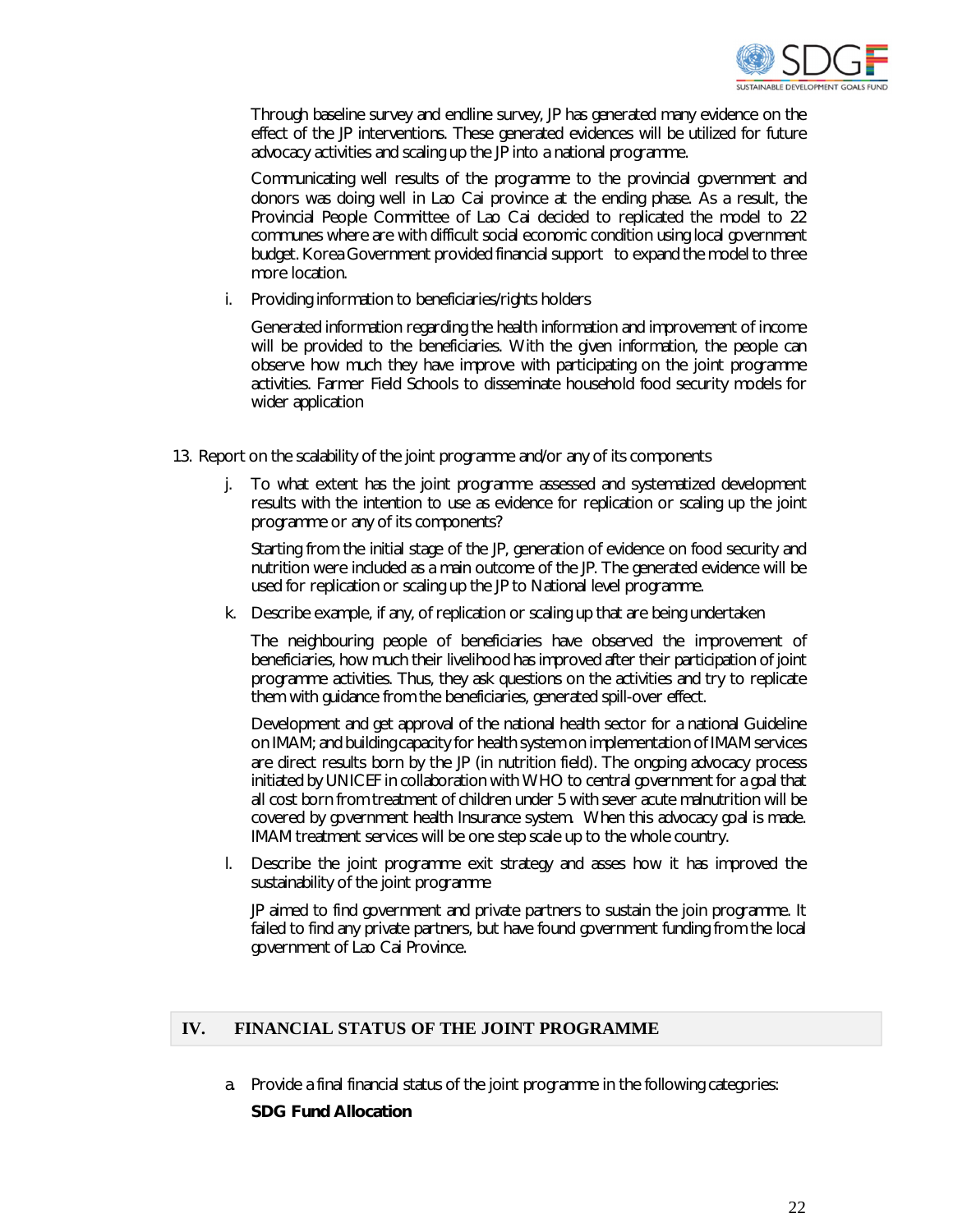Through baseline survey and endline survey, JP has generated many evidence on the effect of the JP interventions. These generated evidences will be utilized for future advocacy activities and scaling up the JP into a national programme.

Communicating well results of the programme to the provincial government and donors was doing well in Lao Cai province at the ending phase. As a result, the Provincial People Committee of Lao Cai decided to replicated the model to 22 communes where are with difficult social economic condition using local government budget. Korea Government provided financial support to expand the model to three more location.

i. Providing information to beneficiaries/rights holders

Generated information regarding the health information and improvement of income will be provided to the beneficiaries. With the given information, the people can observe how much they have improve with participating on the joint programme activities. Farmer Field Schools to disseminate household food security models for wider application

13. Report on the scalability of the joint programme and/or any of its components

j. To what extent has the joint programme assessed and systematized development results with the intention to use as evidence for replication or scaling up the joint programme or any of its components?

Starting from the initial stage of the JP, generation of evidence on food security and nutrition were included as a main outcome of the JP. The generated evidence will be used for replication or scaling up the JP to National level programme.

k. Describe example, if any, of replication or scaling up that are being undertaken

The neighbouring people of beneficiaries have observed the improvement of beneficiaries, how much their livelihood has improved after their participation of joint programme activities. Thus, they ask questions on the activities and try to replicate them with guidance from the beneficiaries, generated spill-over effect.

Development and get approval of the national health sector for a national Guideline on IMAM; and building capacity for health system on implementation of IMAM services are direct results born by the JP (in nutrition field). The ongoing advocacy process initiated by UNICEF in collaboration with WHO to central government for a goal that all cost born from treatment of children under 5 with sever acute malnutrition will be covered by government health Insurance system. When this advocacy goal is made. IMAM treatment services will be one step scale up to the whole country.

l. Describe the joint programme exit strategy and asses how it has improved the sustainability of the joint programme

JP aimed to find government and private partners to sustain the join programme. It failed to find any private partners, but have found government funding from the local government of Lao Cai Province.

## IV. FINANCIAL STATUS OF THE JOINT PROGRAMME

a. Provide a final financial status of the joint programme in the following categories:

**SDG Fund Allocation**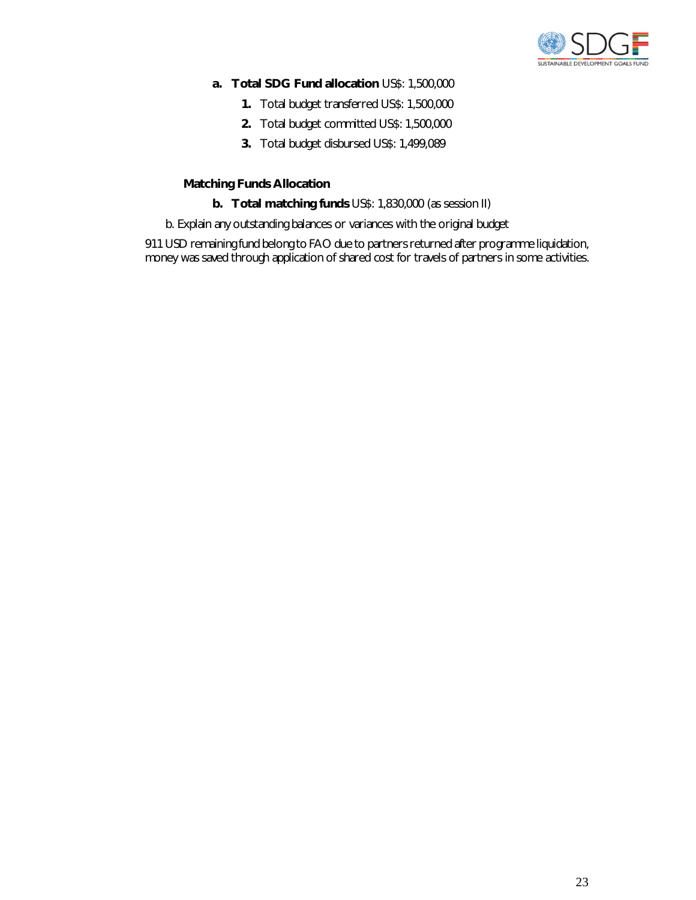a. **Total SDG Fund allocation** US$: 1,500,000

   1. Total budget transferred US$: 1,500,000
   2. Total budget committed US$: 1,500,000
   3. Total budget disbursed US$: 1,499,089

**Matching Funds Allocation**

b. **Total matching funds** US$: 1,830,000 (as session II)

b. Explain any outstanding balances or variances with the original budget

911 USD remaining fund belong to FAO due to partners returned after programme liquidation, money was saved through application of shared cost for travels of partners in some activities.